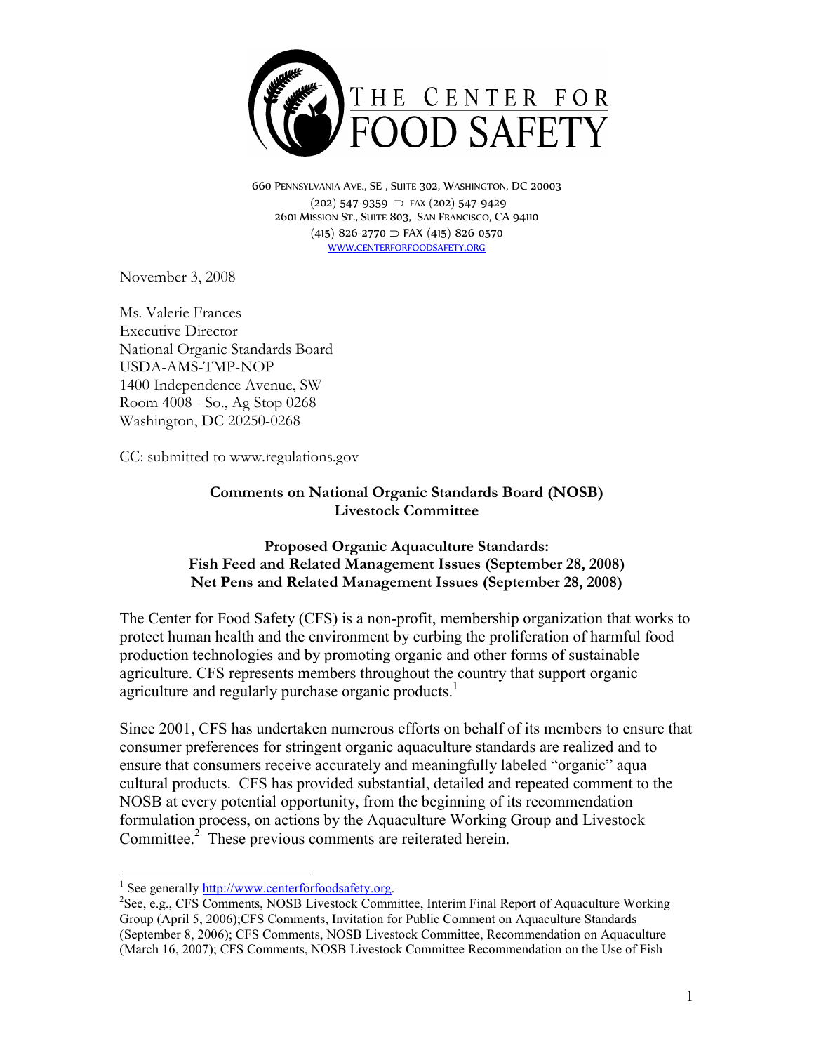# THE CENTER FOR FOOD SAFETY

660 Pennsylvania Ave., SE , Suite 302, Washington, DC 20003
(202) 547-9359 ⊃ fax (202) 547-9429
2601 Mission St., Suite 803, San Francisco, CA 94110
(415) 826-2770 ⊃ FAX (415) 826-0570
www.centerforfoodsafety.org

November 3, 2008

Ms. Valerie Frances
Executive Director
National Organic Standards Board
USDA-AMS-TMP-NOP
1400 Independence Avenue, SW
Room 4008 - So., Ag Stop 0268
Washington, DC 20250-0268

CC: submitted to www.regulations.gov

**Comments on National Organic Standards Board (NOSB) Livestock Committee**

**Proposed Organic Aquaculture Standards: Fish Feed and Related Management Issues (September 28, 2008) Net Pens and Related Management Issues (September 28, 2008)**

The Center for Food Safety (CFS) is a non-profit, membership organization that works to protect human health and the environment by curbing the proliferation of harmful food production technologies and by promoting organic and other forms of sustainable agriculture. CFS represents members throughout the country that support organic agriculture and regularly purchase organic products.[1]

Since 2001, CFS has undertaken numerous efforts on behalf of its members to ensure that consumer preferences for stringent organic aquaculture standards are realized and to ensure that consumers receive accurately and meaningfully labeled "organic" aqua cultural products. CFS has provided substantial, detailed and repeated comment to the NOSB at every potential opportunity, from the beginning of its recommendation formulation process, on actions by the Aquaculture Working Group and Livestock Committee.[2] These previous comments are reiterated herein.

---

[1] See generally http://www.centerforfoodsafety.org.

[2] See, e.g., CFS Comments, NOSB Livestock Committee, Interim Final Report of Aquaculture Working Group (April 5, 2006);CFS Comments, Invitation for Public Comment on Aquaculture Standards (September 8, 2006); CFS Comments, NOSB Livestock Committee, Recommendation on Aquaculture (March 16, 2007); CFS Comments, NOSB Livestock Committee Recommendation on the Use of Fish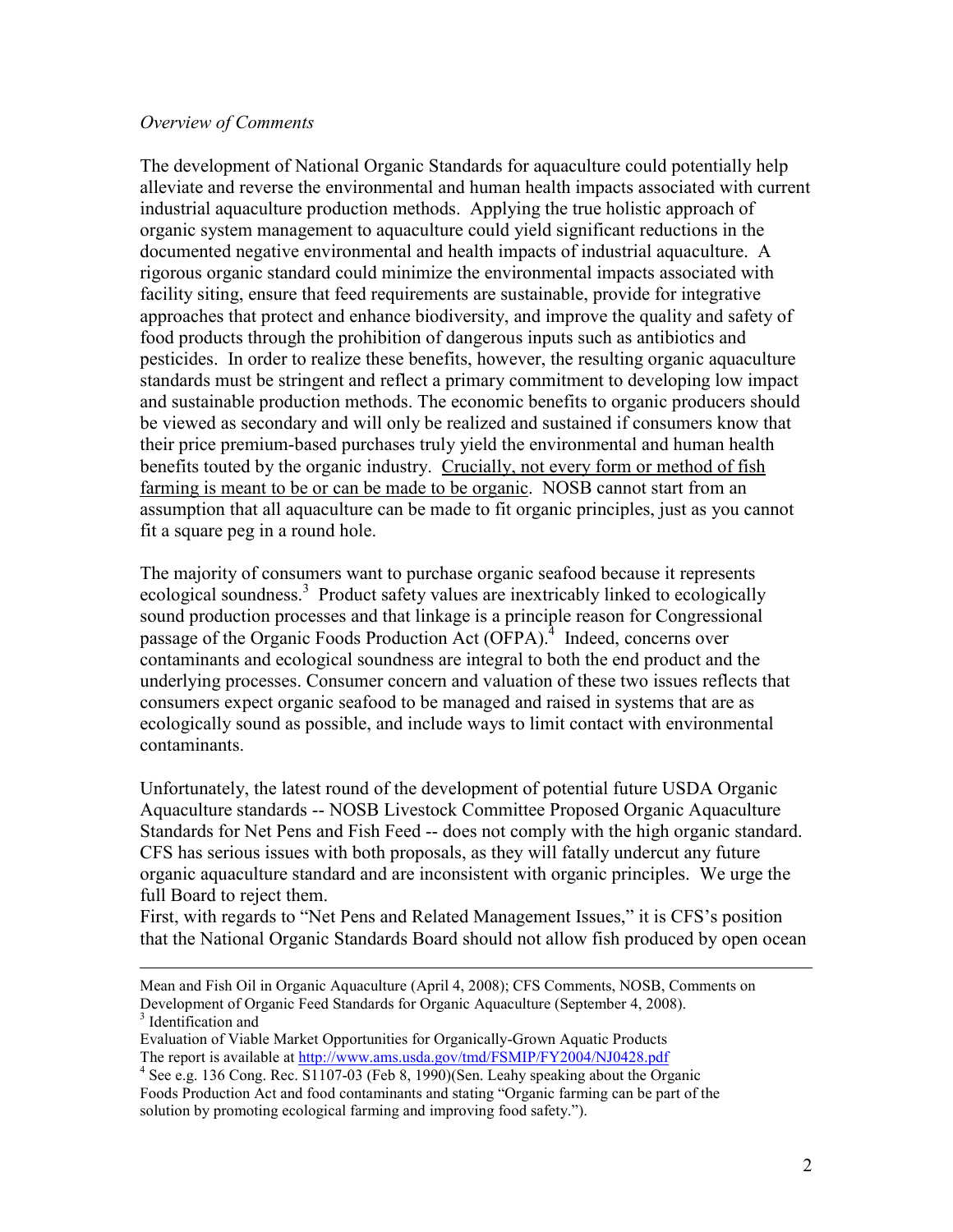*Overview of Comments*

The development of National Organic Standards for aquaculture could potentially help alleviate and reverse the environmental and human health impacts associated with current industrial aquaculture production methods. Applying the true holistic approach of organic system management to aquaculture could yield significant reductions in the documented negative environmental and health impacts of industrial aquaculture. A rigorous organic standard could minimize the environmental impacts associated with facility siting, ensure that feed requirements are sustainable, provide for integrative approaches that protect and enhance biodiversity, and improve the quality and safety of food products through the prohibition of dangerous inputs such as antibiotics and pesticides. In order to realize these benefits, however, the resulting organic aquaculture standards must be stringent and reflect a primary commitment to developing low impact and sustainable production methods. The economic benefits to organic producers should be viewed as secondary and will only be realized and sustained if consumers know that their price premium-based purchases truly yield the environmental and human health benefits touted by the organic industry. Crucially, not every form or method of fish farming is meant to be or can be made to be organic. NOSB cannot start from an assumption that all aquaculture can be made to fit organic principles, just as you cannot fit a square peg in a round hole.

The majority of consumers want to purchase organic seafood because it represents ecological soundness.[3] Product safety values are inextricably linked to ecologically sound production processes and that linkage is a principle reason for Congressional passage of the Organic Foods Production Act (OFPA).[4] Indeed, concerns over contaminants and ecological soundness are integral to both the end product and the underlying processes. Consumer concern and valuation of these two issues reflects that consumers expect organic seafood to be managed and raised in systems that are as ecologically sound as possible, and include ways to limit contact with environmental contaminants.

Unfortunately, the latest round of the development of potential future USDA Organic Aquaculture standards -- NOSB Livestock Committee Proposed Organic Aquaculture Standards for Net Pens and Fish Feed -- does not comply with the high organic standard. CFS has serious issues with both proposals, as they will fatally undercut any future organic aquaculture standard and are inconsistent with organic principles. We urge the full Board to reject them.

First, with regards to "Net Pens and Related Management Issues," it is CFS's position that the National Organic Standards Board should not allow fish produced by open ocean

---

Mean and Fish Oil in Organic Aquaculture (April 4, 2008); CFS Comments, NOSB, Comments on Development of Organic Feed Standards for Organic Aquaculture (September 4, 2008).

[3] Identification and Evaluation of Viable Market Opportunities for Organically-Grown Aquatic Products The report is available at http://www.ams.usda.gov/tmd/FSMIP/FY2004/NJ0428.pdf

[4] See e.g. 136 Cong. Rec. S1107-03 (Feb 8, 1990)(Sen. Leahy speaking about the Organic Foods Production Act and food contaminants and stating "Organic farming can be part of the solution by promoting ecological farming and improving food safety.").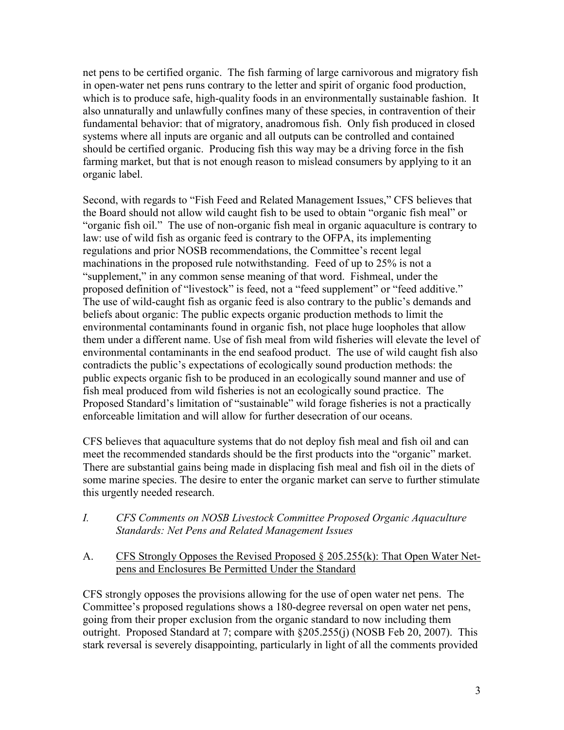net pens to be certified organic. The fish farming of large carnivorous and migratory fish in open-water net pens runs contrary to the letter and spirit of organic food production, which is to produce safe, high-quality foods in an environmentally sustainable fashion. It also unnaturally and unlawfully confines many of these species, in contravention of their fundamental behavior: that of migratory, anadromous fish. Only fish produced in closed systems where all inputs are organic and all outputs can be controlled and contained should be certified organic. Producing fish this way may be a driving force in the fish farming market, but that is not enough reason to mislead consumers by applying to it an organic label.

Second, with regards to "Fish Feed and Related Management Issues," CFS believes that the Board should not allow wild caught fish to be used to obtain "organic fish meal" or "organic fish oil." The use of non-organic fish meal in organic aquaculture is contrary to law: use of wild fish as organic feed is contrary to the OFPA, its implementing regulations and prior NOSB recommendations, the Committee's recent legal machinations in the proposed rule notwithstanding. Feed of up to 25% is not a "supplement," in any common sense meaning of that word. Fishmeal, under the proposed definition of "livestock" is feed, not a "feed supplement" or "feed additive." The use of wild-caught fish as organic feed is also contrary to the public's demands and beliefs about organic: The public expects organic production methods to limit the environmental contaminants found in organic fish, not place huge loopholes that allow them under a different name. Use of fish meal from wild fisheries will elevate the level of environmental contaminants in the end seafood product. The use of wild caught fish also contradicts the public's expectations of ecologically sound production methods: the public expects organic fish to be produced in an ecologically sound manner and use of fish meal produced from wild fisheries is not an ecologically sound practice. The Proposed Standard's limitation of "sustainable" wild forage fisheries is not a practically enforceable limitation and will allow for further desecration of our oceans.

CFS believes that aquaculture systems that do not deploy fish meal and fish oil and can meet the recommended standards should be the first products into the "organic" market. There are substantial gains being made in displacing fish meal and fish oil in the diets of some marine species. The desire to enter the organic market can serve to further stimulate this urgently needed research.

## *I. CFS Comments on NOSB Livestock Committee Proposed Organic Aquaculture Standards: Net Pens and Related Management Issues*

### A. <u>CFS Strongly Opposes the Revised Proposed § 205.255(k): That Open Water Net-pens and Enclosures Be Permitted Under the Standard</u>

CFS strongly opposes the provisions allowing for the use of open water net pens. The Committee's proposed regulations shows a 180-degree reversal on open water net pens, going from their proper exclusion from the organic standard to now including them outright. Proposed Standard at 7; compare with §205.255(j) (NOSB Feb 20, 2007). This stark reversal is severely disappointing, particularly in light of all the comments provided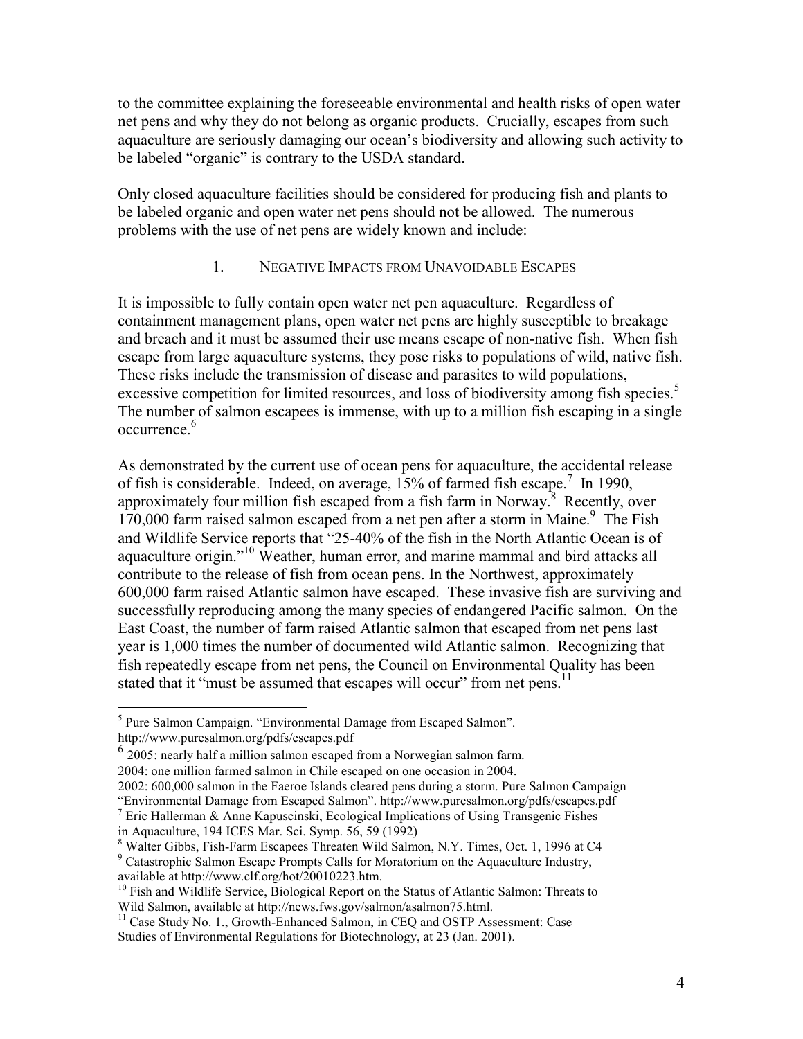to the committee explaining the foreseeable environmental and health risks of open water net pens and why they do not belong as organic products. Crucially, escapes from such aquaculture are seriously damaging our ocean's biodiversity and allowing such activity to be labeled "organic" is contrary to the USDA standard.

Only closed aquaculture facilities should be considered for producing fish and plants to be labeled organic and open water net pens should not be allowed. The numerous problems with the use of net pens are widely known and include:

## 1. NEGATIVE IMPACTS FROM UNAVOIDABLE ESCAPES

It is impossible to fully contain open water net pen aquaculture. Regardless of containment management plans, open water net pens are highly susceptible to breakage and breach and it must be assumed their use means escape of non-native fish. When fish escape from large aquaculture systems, they pose risks to populations of wild, native fish. These risks include the transmission of disease and parasites to wild populations, excessive competition for limited resources, and loss of biodiversity among fish species.[5] The number of salmon escapees is immense, with up to a million fish escaping in a single occurrence.[6]

As demonstrated by the current use of ocean pens for aquaculture, the accidental release of fish is considerable. Indeed, on average, 15% of farmed fish escape.[7] In 1990, approximately four million fish escaped from a fish farm in Norway.[8] Recently, over 170,000 farm raised salmon escaped from a net pen after a storm in Maine.[9] The Fish and Wildlife Service reports that "25-40% of the fish in the North Atlantic Ocean is of aquaculture origin."[10] Weather, human error, and marine mammal and bird attacks all contribute to the release of fish from ocean pens. In the Northwest, approximately 600,000 farm raised Atlantic salmon have escaped. These invasive fish are surviving and successfully reproducing among the many species of endangered Pacific salmon. On the East Coast, the number of farm raised Atlantic salmon that escaped from net pens last year is 1,000 times the number of documented wild Atlantic salmon. Recognizing that fish repeatedly escape from net pens, the Council on Environmental Quality has been stated that it "must be assumed that escapes will occur" from net pens.[11]

---

[5] Pure Salmon Campaign. "Environmental Damage from Escaped Salmon". http://www.puresalmon.org/pdfs/escapes.pdf

[6] 2005: nearly half a million salmon escaped from a Norwegian salmon farm.
2004: one million farmed salmon in Chile escaped on one occasion in 2004.
2002: 600,000 salmon in the Faeroe Islands cleared pens during a storm. Pure Salmon Campaign "Environmental Damage from Escaped Salmon". http://www.puresalmon.org/pdfs/escapes.pdf

[7] Eric Hallerman & Anne Kapuscinski, Ecological Implications of Using Transgenic Fishes in Aquaculture, 194 ICES Mar. Sci. Symp. 56, 59 (1992)

[8] Walter Gibbs, Fish-Farm Escapees Threaten Wild Salmon, N.Y. Times, Oct. 1, 1996 at C4

[9] Catastrophic Salmon Escape Prompts Calls for Moratorium on the Aquaculture Industry, available at http://www.clf.org/hot/20010223.htm.

[10] Fish and Wildlife Service, Biological Report on the Status of Atlantic Salmon: Threats to Wild Salmon, available at http://news.fws.gov/salmon/asalmon75.html.

[11] Case Study No. 1., Growth-Enhanced Salmon, in CEQ and OSTP Assessment: Case Studies of Environmental Regulations for Biotechnology, at 23 (Jan. 2001).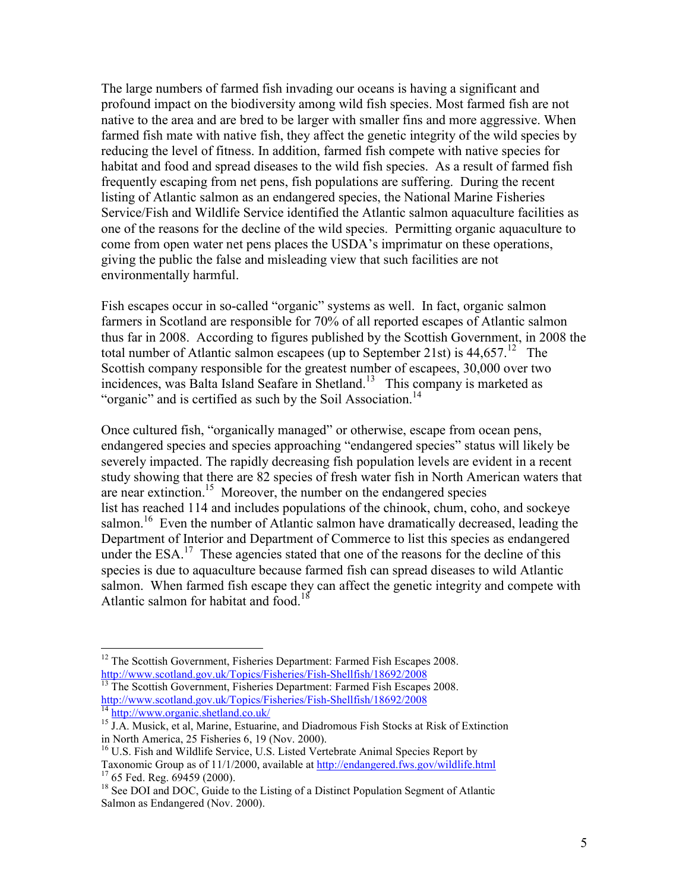The large numbers of farmed fish invading our oceans is having a significant and profound impact on the biodiversity among wild fish species. Most farmed fish are not native to the area and are bred to be larger with smaller fins and more aggressive. When farmed fish mate with native fish, they affect the genetic integrity of the wild species by reducing the level of fitness. In addition, farmed fish compete with native species for habitat and food and spread diseases to the wild fish species. As a result of farmed fish frequently escaping from net pens, fish populations are suffering. During the recent listing of Atlantic salmon as an endangered species, the National Marine Fisheries Service/Fish and Wildlife Service identified the Atlantic salmon aquaculture facilities as one of the reasons for the decline of the wild species. Permitting organic aquaculture to come from open water net pens places the USDA's imprimatur on these operations, giving the public the false and misleading view that such facilities are not environmentally harmful.

Fish escapes occur in so-called "organic" systems as well. In fact, organic salmon farmers in Scotland are responsible for 70% of all reported escapes of Atlantic salmon thus far in 2008. According to figures published by the Scottish Government, in 2008 the total number of Atlantic salmon escapees (up to September 21st) is 44,657.[12] The Scottish company responsible for the greatest number of escapees, 30,000 over two incidences, was Balta Island Seafare in Shetland.[13] This company is marketed as "organic" and is certified as such by the Soil Association.[14]

Once cultured fish, "organically managed" or otherwise, escape from ocean pens, endangered species and species approaching "endangered species" status will likely be severely impacted. The rapidly decreasing fish population levels are evident in a recent study showing that there are 82 species of fresh water fish in North American waters that are near extinction.[15] Moreover, the number on the endangered species list has reached 114 and includes populations of the chinook, chum, coho, and sockeye salmon.[16] Even the number of Atlantic salmon have dramatically decreased, leading the Department of Interior and Department of Commerce to list this species as endangered under the ESA.[17] These agencies stated that one of the reasons for the decline of this species is due to aquaculture because farmed fish can spread diseases to wild Atlantic salmon. When farmed fish escape they can affect the genetic integrity and compete with Atlantic salmon for habitat and food.[18]

---

[12] The Scottish Government, Fisheries Department: Farmed Fish Escapes 2008. http://www.scotland.gov.uk/Topics/Fisheries/Fish-Shellfish/18692/2008

[13] The Scottish Government, Fisheries Department: Farmed Fish Escapes 2008. http://www.scotland.gov.uk/Topics/Fisheries/Fish-Shellfish/18692/2008

[14] http://www.organic.shetland.co.uk/

[15] J.A. Musick, et al, Marine, Estuarine, and Diadromous Fish Stocks at Risk of Extinction in North America, 25 Fisheries 6, 19 (Nov. 2000).

[16] U.S. Fish and Wildlife Service, U.S. Listed Vertebrate Animal Species Report by Taxonomic Group as of 11/1/2000, available at http://endangered.fws.gov/wildlife.html

[17] 65 Fed. Reg. 69459 (2000).

[18] See DOI and DOC, Guide to the Listing of a Distinct Population Segment of Atlantic Salmon as Endangered (Nov. 2000).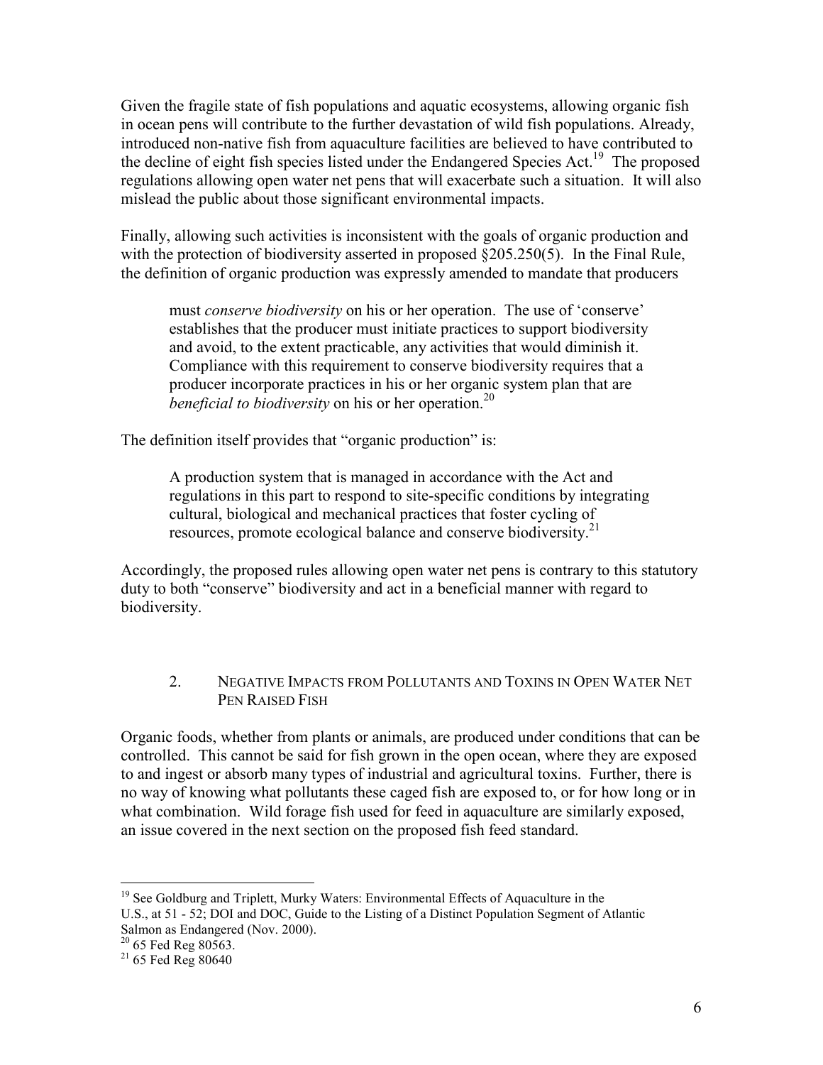Given the fragile state of fish populations and aquatic ecosystems, allowing organic fish in ocean pens will contribute to the further devastation of wild fish populations. Already, introduced non-native fish from aquaculture facilities are believed to have contributed to the decline of eight fish species listed under the Endangered Species Act.[19] The proposed regulations allowing open water net pens that will exacerbate such a situation. It will also mislead the public about those significant environmental impacts.

Finally, allowing such activities is inconsistent with the goals of organic production and with the protection of biodiversity asserted in proposed §205.250(5). In the Final Rule, the definition of organic production was expressly amended to mandate that producers

> must *conserve biodiversity* on his or her operation. The use of 'conserve' establishes that the producer must initiate practices to support biodiversity and avoid, to the extent practicable, any activities that would diminish it. Compliance with this requirement to conserve biodiversity requires that a producer incorporate practices in his or her organic system plan that are *beneficial to biodiversity* on his or her operation.[20]

The definition itself provides that "organic production" is:

> A production system that is managed in accordance with the Act and regulations in this part to respond to site-specific conditions by integrating cultural, biological and mechanical practices that foster cycling of resources, promote ecological balance and conserve biodiversity.[21]

Accordingly, the proposed rules allowing open water net pens is contrary to this statutory duty to both "conserve" biodiversity and act in a beneficial manner with regard to biodiversity.

## 2. NEGATIVE IMPACTS FROM POLLUTANTS AND TOXINS IN OPEN WATER NET PEN RAISED FISH

Organic foods, whether from plants or animals, are produced under conditions that can be controlled. This cannot be said for fish grown in the open ocean, where they are exposed to and ingest or absorb many types of industrial and agricultural toxins. Further, there is no way of knowing what pollutants these caged fish are exposed to, or for how long or in what combination. Wild forage fish used for feed in aquaculture are similarly exposed, an issue covered in the next section on the proposed fish feed standard.

---

[19] See Goldburg and Triplett, Murky Waters: Environmental Effects of Aquaculture in the U.S., at 51 - 52; DOI and DOC, Guide to the Listing of a Distinct Population Segment of Atlantic Salmon as Endangered (Nov. 2000).

[20] 65 Fed Reg 80563.

[21] 65 Fed Reg 80640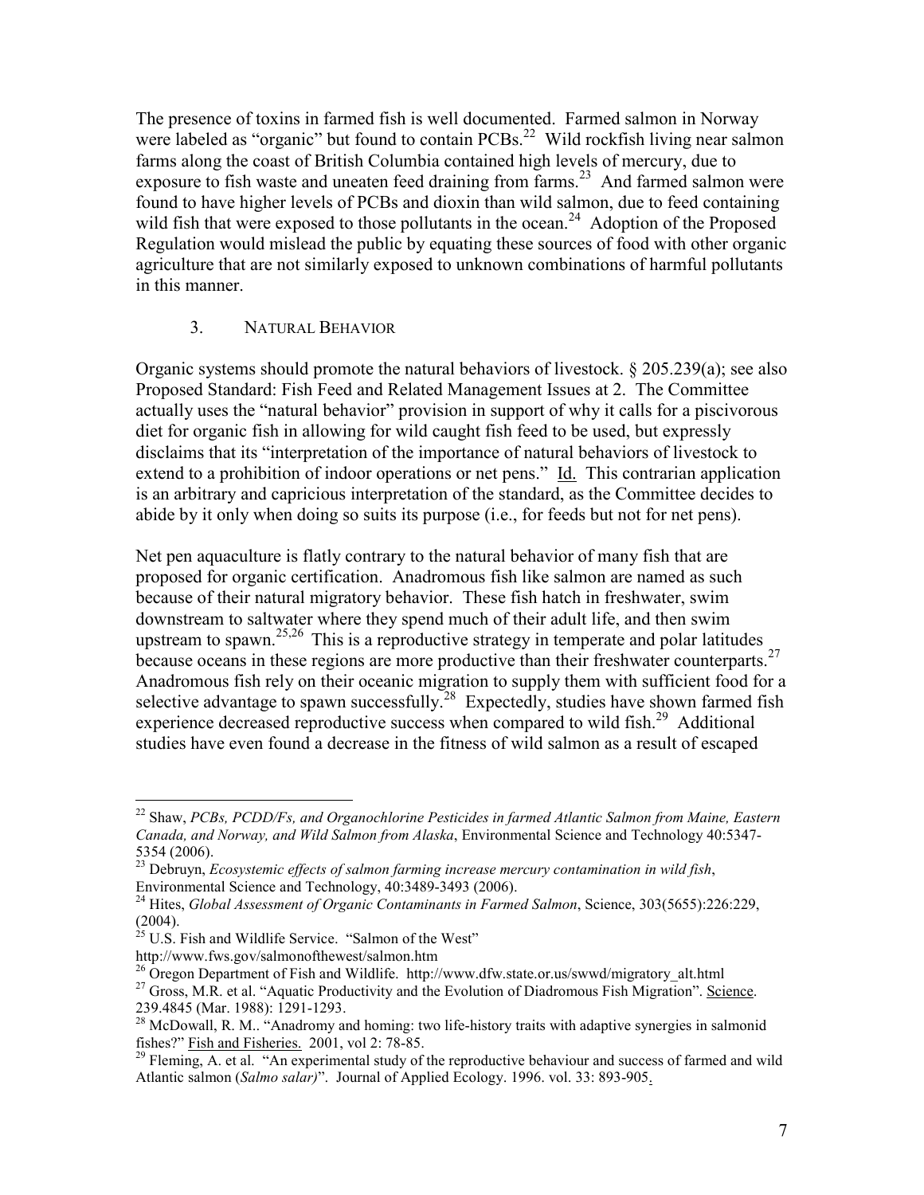The presence of toxins in farmed fish is well documented. Farmed salmon in Norway were labeled as "organic" but found to contain PCBs.[22] Wild rockfish living near salmon farms along the coast of British Columbia contained high levels of mercury, due to exposure to fish waste and uneaten feed draining from farms.[23] And farmed salmon were found to have higher levels of PCBs and dioxin than wild salmon, due to feed containing wild fish that were exposed to those pollutants in the ocean.[24] Adoption of the Proposed Regulation would mislead the public by equating these sources of food with other organic agriculture that are not similarly exposed to unknown combinations of harmful pollutants in this manner.

### 3. NATURAL BEHAVIOR

Organic systems should promote the natural behaviors of livestock. § 205.239(a); see also Proposed Standard: Fish Feed and Related Management Issues at 2. The Committee actually uses the "natural behavior" provision in support of why it calls for a piscivorous diet for organic fish in allowing for wild caught fish feed to be used, but expressly disclaims that its "interpretation of the importance of natural behaviors of livestock to extend to a prohibition of indoor operations or net pens." Id. This contrarian application is an arbitrary and capricious interpretation of the standard, as the Committee decides to abide by it only when doing so suits its purpose (i.e., for feeds but not for net pens).

Net pen aquaculture is flatly contrary to the natural behavior of many fish that are proposed for organic certification. Anadromous fish like salmon are named as such because of their natural migratory behavior. These fish hatch in freshwater, swim downstream to saltwater where they spend much of their adult life, and then swim upstream to spawn.[25,26] This is a reproductive strategy in temperate and polar latitudes because oceans in these regions are more productive than their freshwater counterparts.[27] Anadromous fish rely on their oceanic migration to supply them with sufficient food for a selective advantage to spawn successfully.[28] Expectedly, studies have shown farmed fish experience decreased reproductive success when compared to wild fish.[29] Additional studies have even found a decrease in the fitness of wild salmon as a result of escaped

---

[22] Shaw, *PCBs, PCDD/Fs, and Organochlorine Pesticides in farmed Atlantic Salmon from Maine, Eastern Canada, and Norway, and Wild Salmon from Alaska*, Environmental Science and Technology 40:5347-5354 (2006).

[23] Debruyn, *Ecosystemic effects of salmon farming increase mercury contamination in wild fish*, Environmental Science and Technology, 40:3489-3493 (2006).

[24] Hites, *Global Assessment of Organic Contaminants in Farmed Salmon*, Science, 303(5655):226:229, (2004).

[25] U.S. Fish and Wildlife Service. "Salmon of the West" http://www.fws.gov/salmonofthewest/salmon.htm

[26] Oregon Department of Fish and Wildlife. http://www.dfw.state.or.us/swwd/migratory_alt.html

[27] Gross, M.R. et al. "Aquatic Productivity and the Evolution of Diadromous Fish Migration". Science. 239.4845 (Mar. 1988): 1291-1293.

[28] McDowall, R. M.. "Anadromy and homing: two life-history traits with adaptive synergies in salmonid fishes?" Fish and Fisheries. 2001, vol 2: 78-85.

[29] Fleming, A. et al. "An experimental study of the reproductive behaviour and success of farmed and wild Atlantic salmon (*Salmo salar)*". Journal of Applied Ecology. 1996. vol. 33: 893-905.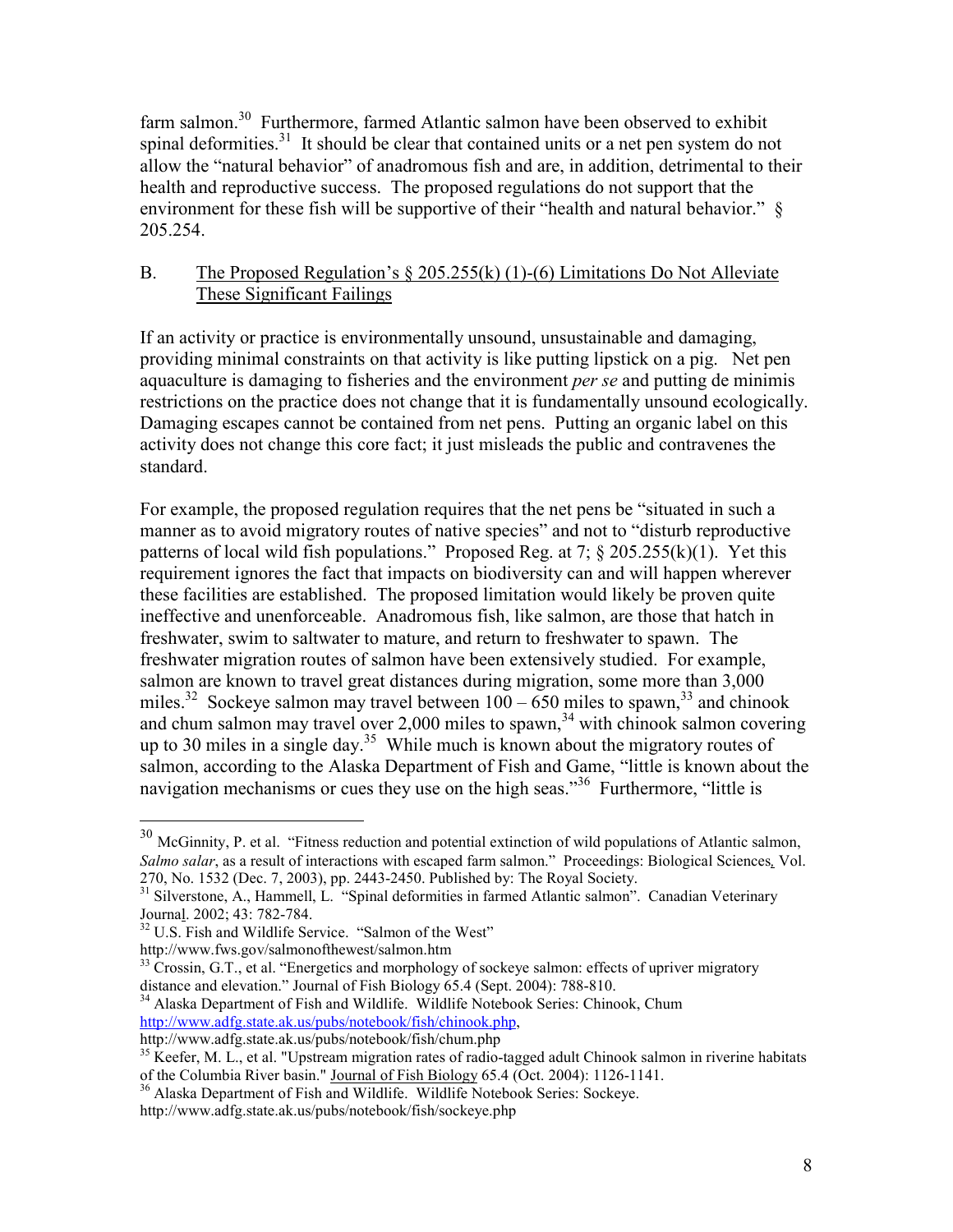farm salmon.[30] Furthermore, farmed Atlantic salmon have been observed to exhibit spinal deformities.[31] It should be clear that contained units or a net pen system do not allow the "natural behavior" of anadromous fish and are, in addition, detrimental to their health and reproductive success. The proposed regulations do not support that the environment for these fish will be supportive of their "health and natural behavior." § 205.254.

B. <u>The Proposed Regulation's § 205.255(k) (1)-(6) Limitations Do Not Alleviate These Significant Failings</u>

If an activity or practice is environmentally unsound, unsustainable and damaging, providing minimal constraints on that activity is like putting lipstick on a pig. Net pen aquaculture is damaging to fisheries and the environment *per se* and putting de minimis restrictions on the practice does not change that it is fundamentally unsound ecologically. Damaging escapes cannot be contained from net pens. Putting an organic label on this activity does not change this core fact; it just misleads the public and contravenes the standard.

For example, the proposed regulation requires that the net pens be "situated in such a manner as to avoid migratory routes of native species" and not to "disturb reproductive patterns of local wild fish populations." Proposed Reg. at 7; § 205.255(k)(1). Yet this requirement ignores the fact that impacts on biodiversity can and will happen wherever these facilities are established. The proposed limitation would likely be proven quite ineffective and unenforceable. Anadromous fish, like salmon, are those that hatch in freshwater, swim to saltwater to mature, and return to freshwater to spawn. The freshwater migration routes of salmon have been extensively studied. For example, salmon are known to travel great distances during migration, some more than 3,000 miles.[32] Sockeye salmon may travel between 100 – 650 miles to spawn,[33] and chinook and chum salmon may travel over 2,000 miles to spawn,[34] with chinook salmon covering up to 30 miles in a single day.[35] While much is known about the migratory routes of salmon, according to the Alaska Department of Fish and Game, "little is known about the navigation mechanisms or cues they use on the high seas."[36] Furthermore, "little is

---

[30] McGinnity, P. et al. "Fitness reduction and potential extinction of wild populations of Atlantic salmon, *Salmo salar*, as a result of interactions with escaped farm salmon." Proceedings: Biological Sciences, Vol. 270, No. 1532 (Dec. 7, 2003), pp. 2443-2450. Published by: The Royal Society.

[31] Silverstone, A., Hammell, L. "Spinal deformities in farmed Atlantic salmon". Canadian Veterinary Journal. 2002; 43: 782-784.

[32] U.S. Fish and Wildlife Service. "Salmon of the West" http://www.fws.gov/salmonofthewest/salmon.htm

[33] Crossin, G.T., et al. "Energetics and morphology of sockeye salmon: effects of upriver migratory distance and elevation." Journal of Fish Biology 65.4 (Sept. 2004): 788-810.

[34] Alaska Department of Fish and Wildlife. Wildlife Notebook Series: Chinook, Chum http://www.adfg.state.ak.us/pubs/notebook/fish/chinook.php, http://www.adfg.state.ak.us/pubs/notebook/fish/chum.php

[35] Keefer, M. L., et al. "Upstream migration rates of radio-tagged adult Chinook salmon in riverine habitats of the Columbia River basin." Journal of Fish Biology 65.4 (Oct. 2004): 1126-1141.

[36] Alaska Department of Fish and Wildlife. Wildlife Notebook Series: Sockeye. http://www.adfg.state.ak.us/pubs/notebook/fish/sockeye.php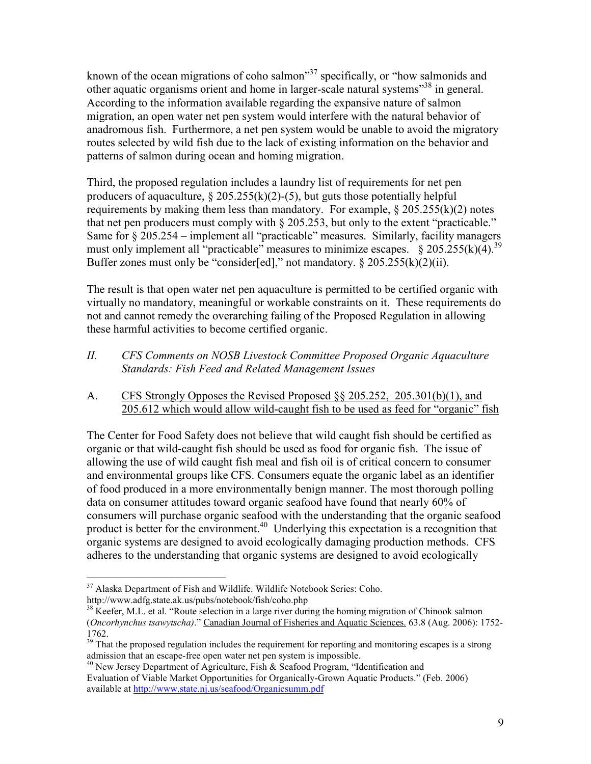known of the ocean migrations of coho salmon"[37] specifically, or "how salmonids and other aquatic organisms orient and home in larger-scale natural systems"[38] in general. According to the information available regarding the expansive nature of salmon migration, an open water net pen system would interfere with the natural behavior of anadromous fish. Furthermore, a net pen system would be unable to avoid the migratory routes selected by wild fish due to the lack of existing information on the behavior and patterns of salmon during ocean and homing migration.

Third, the proposed regulation includes a laundry list of requirements for net pen producers of aquaculture, § 205.255(k)(2)-(5), but guts those potentially helpful requirements by making them less than mandatory. For example, § 205.255(k)(2) notes that net pen producers must comply with § 205.253, but only to the extent "practicable." Same for § 205.254 – implement all "practicable" measures. Similarly, facility managers must only implement all "practicable" measures to minimize escapes. § 205.255(k)(4).[39] Buffer zones must only be "consider[ed]," not mandatory. § 205.255(k)(2)(ii).

The result is that open water net pen aquaculture is permitted to be certified organic with virtually no mandatory, meaningful or workable constraints on it. These requirements do not and cannot remedy the overarching failing of the Proposed Regulation in allowing these harmful activities to become certified organic.

## *II. CFS Comments on NOSB Livestock Committee Proposed Organic Aquaculture Standards: Fish Feed and Related Management Issues*

### A. <u>CFS Strongly Opposes the Revised Proposed §§ 205.252, 205.301(b)(1), and 205.612 which would allow wild-caught fish to be used as feed for "organic" fish</u>

The Center for Food Safety does not believe that wild caught fish should be certified as organic or that wild-caught fish should be used as food for organic fish. The issue of allowing the use of wild caught fish meal and fish oil is of critical concern to consumer and environmental groups like CFS. Consumers equate the organic label as an identifier of food produced in a more environmentally benign manner. The most thorough polling data on consumer attitudes toward organic seafood have found that nearly 60% of consumers will purchase organic seafood with the understanding that the organic seafood product is better for the environment.[40] Underlying this expectation is a recognition that organic systems are designed to avoid ecologically damaging production methods. CFS adheres to the understanding that organic systems are designed to avoid ecologically

---

[37] Alaska Department of Fish and Wildlife. Wildlife Notebook Series: Coho. http://www.adfg.state.ak.us/pubs/notebook/fish/coho.php

[38] Keefer, M.L. et al. "Route selection in a large river during the homing migration of Chinook salmon (*Oncorhynchus tsawytscha)*." <u>Canadian Journal of Fisheries and Aquatic Sciences.</u> 63.8 (Aug. 2006): 1752-1762.

[39] That the proposed regulation includes the requirement for reporting and monitoring escapes is a strong admission that an escape-free open water net pen system is impossible.

[40] New Jersey Department of Agriculture, Fish & Seafood Program, "Identification and Evaluation of Viable Market Opportunities for Organically-Grown Aquatic Products." (Feb. 2006) available at http://www.state.nj.us/seafood/Organicsumm.pdf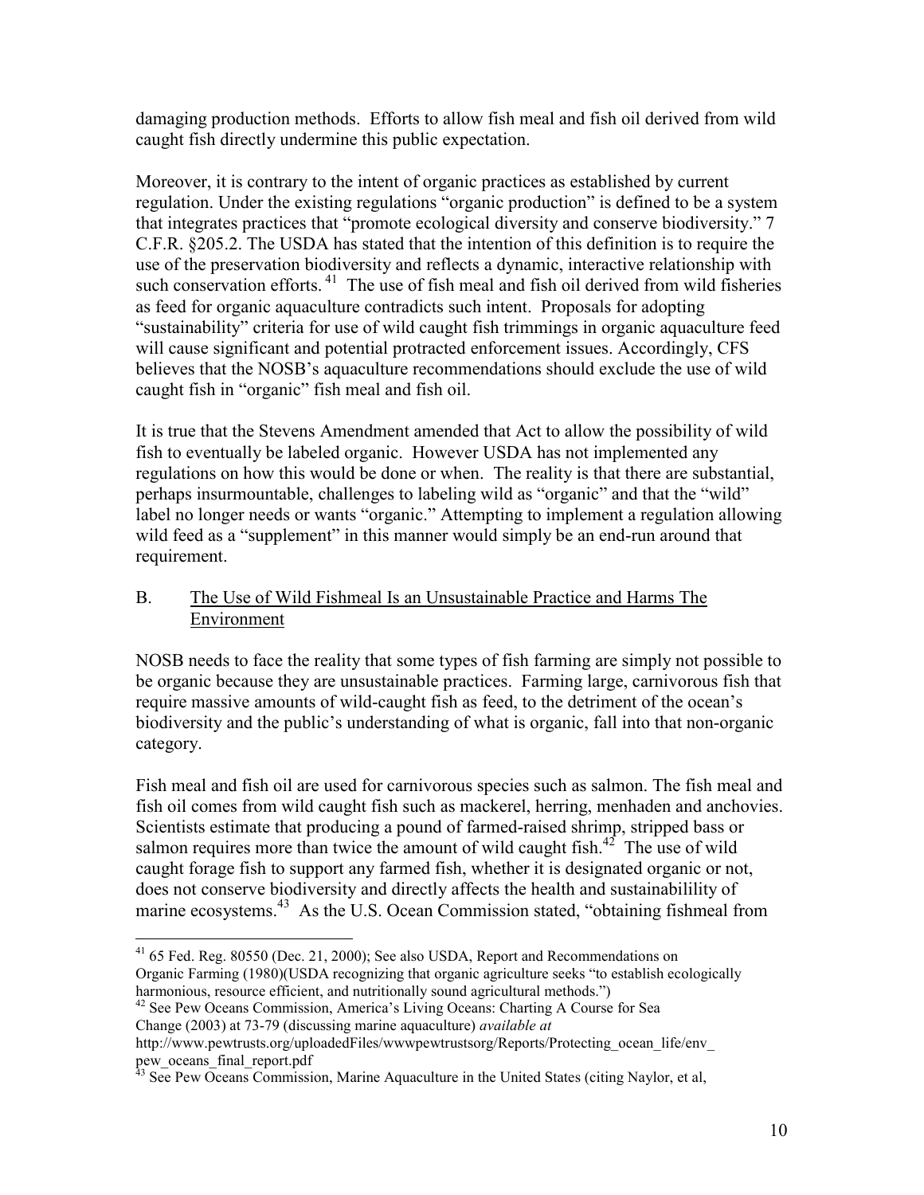damaging production methods. Efforts to allow fish meal and fish oil derived from wild caught fish directly undermine this public expectation.

Moreover, it is contrary to the intent of organic practices as established by current regulation. Under the existing regulations "organic production" is defined to be a system that integrates practices that "promote ecological diversity and conserve biodiversity." 7 C.F.R. §205.2. The USDA has stated that the intention of this definition is to require the use of the preservation biodiversity and reflects a dynamic, interactive relationship with such conservation efforts.[41] The use of fish meal and fish oil derived from wild fisheries as feed for organic aquaculture contradicts such intent. Proposals for adopting "sustainability" criteria for use of wild caught fish trimmings in organic aquaculture feed will cause significant and potential protracted enforcement issues. Accordingly, CFS believes that the NOSB's aquaculture recommendations should exclude the use of wild caught fish in "organic" fish meal and fish oil.

It is true that the Stevens Amendment amended that Act to allow the possibility of wild fish to eventually be labeled organic. However USDA has not implemented any regulations on how this would be done or when. The reality is that there are substantial, perhaps insurmountable, challenges to labeling wild as "organic" and that the "wild" label no longer needs or wants "organic." Attempting to implement a regulation allowing wild feed as a "supplement" in this manner would simply be an end-run around that requirement.

## B. <u>The Use of Wild Fishmeal Is an Unsustainable Practice and Harms The Environment</u>

NOSB needs to face the reality that some types of fish farming are simply not possible to be organic because they are unsustainable practices. Farming large, carnivorous fish that require massive amounts of wild-caught fish as feed, to the detriment of the ocean's biodiversity and the public's understanding of what is organic, fall into that non-organic category.

Fish meal and fish oil are used for carnivorous species such as salmon. The fish meal and fish oil comes from wild caught fish such as mackerel, herring, menhaden and anchovies. Scientists estimate that producing a pound of farmed-raised shrimp, stripped bass or salmon requires more than twice the amount of wild caught fish.[42] The use of wild caught forage fish to support any farmed fish, whether it is designated organic or not, does not conserve biodiversity and directly affects the health and sustainabilility of marine ecosystems.[43] As the U.S. Ocean Commission stated, "obtaining fishmeal from

---

[41] 65 Fed. Reg. 80550 (Dec. 21, 2000); See also USDA, Report and Recommendations on Organic Farming (1980)(USDA recognizing that organic agriculture seeks "to establish ecologically harmonious, resource efficient, and nutritionally sound agricultural methods.")

[42] See Pew Oceans Commission, America's Living Oceans: Charting A Course for Sea Change (2003) at 73-79 (discussing marine aquaculture) *available at* http://www.pewtrusts.org/uploadedFiles/wwwpewtrustsorg/Reports/Protecting_ocean_life/env_pew_oceans_final_report.pdf

[43] See Pew Oceans Commission, Marine Aquaculture in the United States (citing Naylor, et al,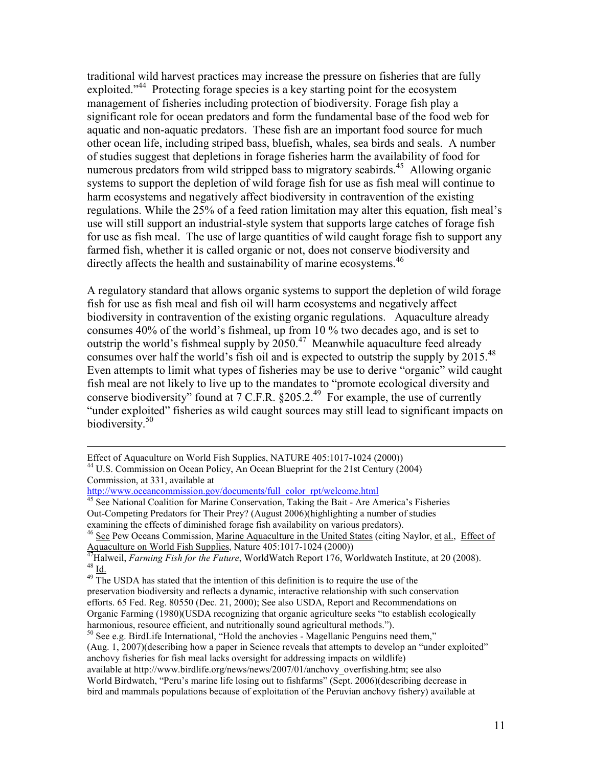traditional wild harvest practices may increase the pressure on fisheries that are fully exploited."[44] Protecting forage species is a key starting point for the ecosystem management of fisheries including protection of biodiversity. Forage fish play a significant role for ocean predators and form the fundamental base of the food web for aquatic and non-aquatic predators. These fish are an important food source for much other ocean life, including striped bass, bluefish, whales, sea birds and seals. A number of studies suggest that depletions in forage fisheries harm the availability of food for numerous predators from wild stripped bass to migratory seabirds.[45] Allowing organic systems to support the depletion of wild forage fish for use as fish meal will continue to harm ecosystems and negatively affect biodiversity in contravention of the existing regulations. While the 25% of a feed ration limitation may alter this equation, fish meal's use will still support an industrial-style system that supports large catches of forage fish for use as fish meal. The use of large quantities of wild caught forage fish to support any farmed fish, whether it is called organic or not, does not conserve biodiversity and directly affects the health and sustainability of marine ecosystems.[46]

A regulatory standard that allows organic systems to support the depletion of wild forage fish for use as fish meal and fish oil will harm ecosystems and negatively affect biodiversity in contravention of the existing organic regulations. Aquaculture already consumes 40% of the world's fishmeal, up from 10 % two decades ago, and is set to outstrip the world's fishmeal supply by 2050.[47] Meanwhile aquaculture feed already consumes over half the world's fish oil and is expected to outstrip the supply by 2015.[48] Even attempts to limit what types of fisheries may be use to derive "organic" wild caught fish meal are not likely to live up to the mandates to "promote ecological diversity and conserve biodiversity" found at 7 C.F.R. §205.2.[49] For example, the use of currently "under exploited" fisheries as wild caught sources may still lead to significant impacts on biodiversity.[50]

---

Effect of Aquaculture on World Fish Supplies, NATURE 405:1017-1024 (2000))

[44] U.S. Commission on Ocean Policy, An Ocean Blueprint for the 21st Century (2004) Commission, at 331, available at http://www.oceancommission.gov/documents/full_color_rpt/welcome.html

[45] See National Coalition for Marine Conservation, Taking the Bait - Are America's Fisheries Out-Competing Predators for Their Prey? (August 2006)(highlighting a number of studies examining the effects of diminished forage fish availability on various predators).

[46] See Pew Oceans Commission, Marine Aquaculture in the United States (citing Naylor, et al., Effect of Aquaculture on World Fish Supplies, Nature 405:1017-1024 (2000))

[47] Halweil, *Farming Fish for the Future*, WorldWatch Report 176, Worldwatch Institute, at 20 (2008).

[48] Id.

[49] The USDA has stated that the intention of this definition is to require the use of the preservation biodiversity and reflects a dynamic, interactive relationship with such conservation efforts. 65 Fed. Reg. 80550 (Dec. 21, 2000); See also USDA, Report and Recommendations on Organic Farming (1980)(USDA recognizing that organic agriculture seeks "to establish ecologically harmonious, resource efficient, and nutritionally sound agricultural methods.").

[50] See e.g. BirdLife International, "Hold the anchovies - Magellanic Penguins need them," (Aug. 1, 2007)(describing how a paper in Science reveals that attempts to develop an "under exploited" anchovy fisheries for fish meal lacks oversight for addressing impacts on wildlife) available at http://www.birdlife.org/news/news/2007/01/anchovy_overfishing.htm; see also World Birdwatch, "Peru's marine life losing out to fishfarms" (Sept. 2006)(describing decrease in bird and mammals populations because of exploitation of the Peruvian anchovy fishery) available at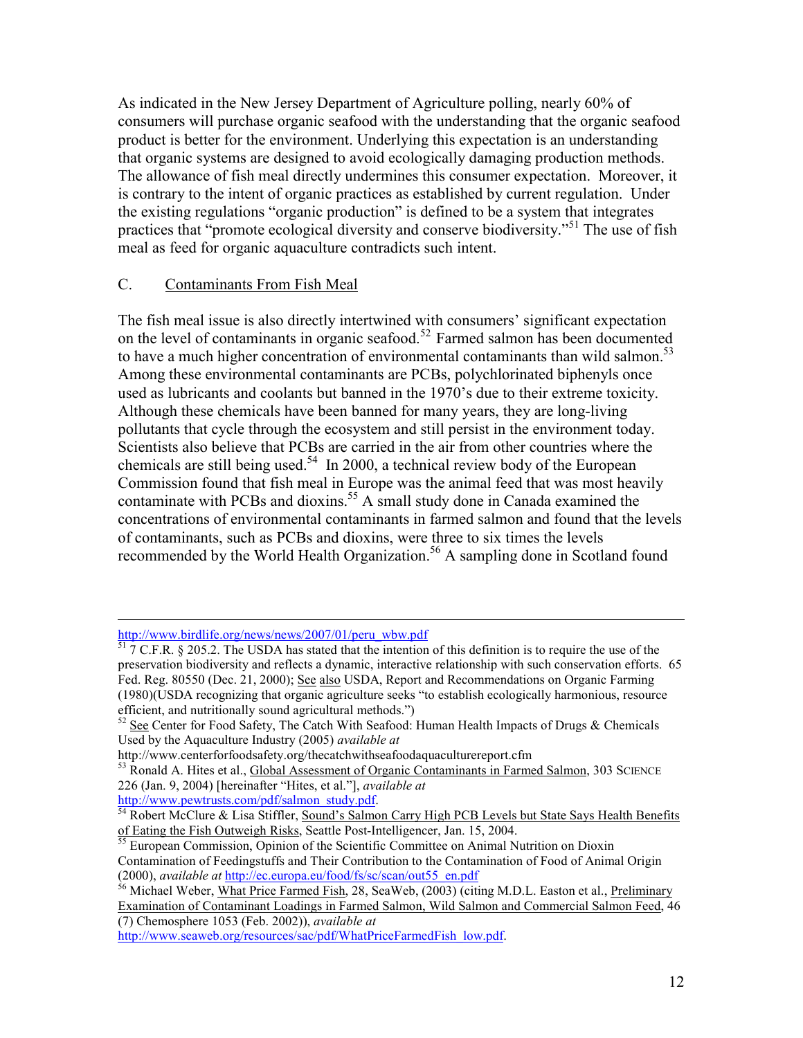As indicated in the New Jersey Department of Agriculture polling, nearly 60% of consumers will purchase organic seafood with the understanding that the organic seafood product is better for the environment. Underlying this expectation is an understanding that organic systems are designed to avoid ecologically damaging production methods. The allowance of fish meal directly undermines this consumer expectation. Moreover, it is contrary to the intent of organic practices as established by current regulation. Under the existing regulations "organic production" is defined to be a system that integrates practices that "promote ecological diversity and conserve biodiversity."[51] The use of fish meal as feed for organic aquaculture contradicts such intent.

## C. Contaminants From Fish Meal

The fish meal issue is also directly intertwined with consumers' significant expectation on the level of contaminants in organic seafood.[52] Farmed salmon has been documented to have a much higher concentration of environmental contaminants than wild salmon.[53] Among these environmental contaminants are PCBs, polychlorinated biphenyls once used as lubricants and coolants but banned in the 1970's due to their extreme toxicity. Although these chemicals have been banned for many years, they are long-living pollutants that cycle through the ecosystem and still persist in the environment today. Scientists also believe that PCBs are carried in the air from other countries where the chemicals are still being used.[54] In 2000, a technical review body of the European Commission found that fish meal in Europe was the animal feed that was most heavily contaminate with PCBs and dioxins.[55] A small study done in Canada examined the concentrations of environmental contaminants in farmed salmon and found that the levels of contaminants, such as PCBs and dioxins, were three to six times the levels recommended by the World Health Organization.[56] A sampling done in Scotland found

---

http://www.birdlife.org/news/news/2007/01/peru_wbw.pdf

[51] 7 C.F.R. § 205.2. The USDA has stated that the intention of this definition is to require the use of the preservation biodiversity and reflects a dynamic, interactive relationship with such conservation efforts. 65 Fed. Reg. 80550 (Dec. 21, 2000); See also USDA, Report and Recommendations on Organic Farming (1980)(USDA recognizing that organic agriculture seeks "to establish ecologically harmonious, resource efficient, and nutritionally sound agricultural methods.")

[52] See Center for Food Safety, The Catch With Seafood: Human Health Impacts of Drugs & Chemicals Used by the Aquaculture Industry (2005) *available at* http://www.centerforfoodsafety.org/thecatchwithseafoodaquaculturereport.cfm

[53] Ronald A. Hites et al., Global Assessment of Organic Contaminants in Farmed Salmon, 303 SCIENCE 226 (Jan. 9, 2004) [hereinafter "Hites, et al."], *available at* http://www.pewtrusts.com/pdf/salmon_study.pdf.

[54] Robert McClure & Lisa Stiffler, Sound's Salmon Carry High PCB Levels but State Says Health Benefits of Eating the Fish Outweigh Risks, Seattle Post-Intelligencer, Jan. 15, 2004.

[55] European Commission, Opinion of the Scientific Committee on Animal Nutrition on Dioxin Contamination of Feedingstuffs and Their Contribution to the Contamination of Food of Animal Origin (2000), *available at* http://ec.europa.eu/food/fs/sc/scan/out55_en.pdf

[56] Michael Weber, What Price Farmed Fish, 28, SeaWeb, (2003) (citing M.D.L. Easton et al., Preliminary Examination of Contaminant Loadings in Farmed Salmon, Wild Salmon and Commercial Salmon Feed, 46 (7) Chemosphere 1053 (Feb. 2002)), *available at* http://www.seaweb.org/resources/sac/pdf/WhatPriceFarmedFish_low.pdf.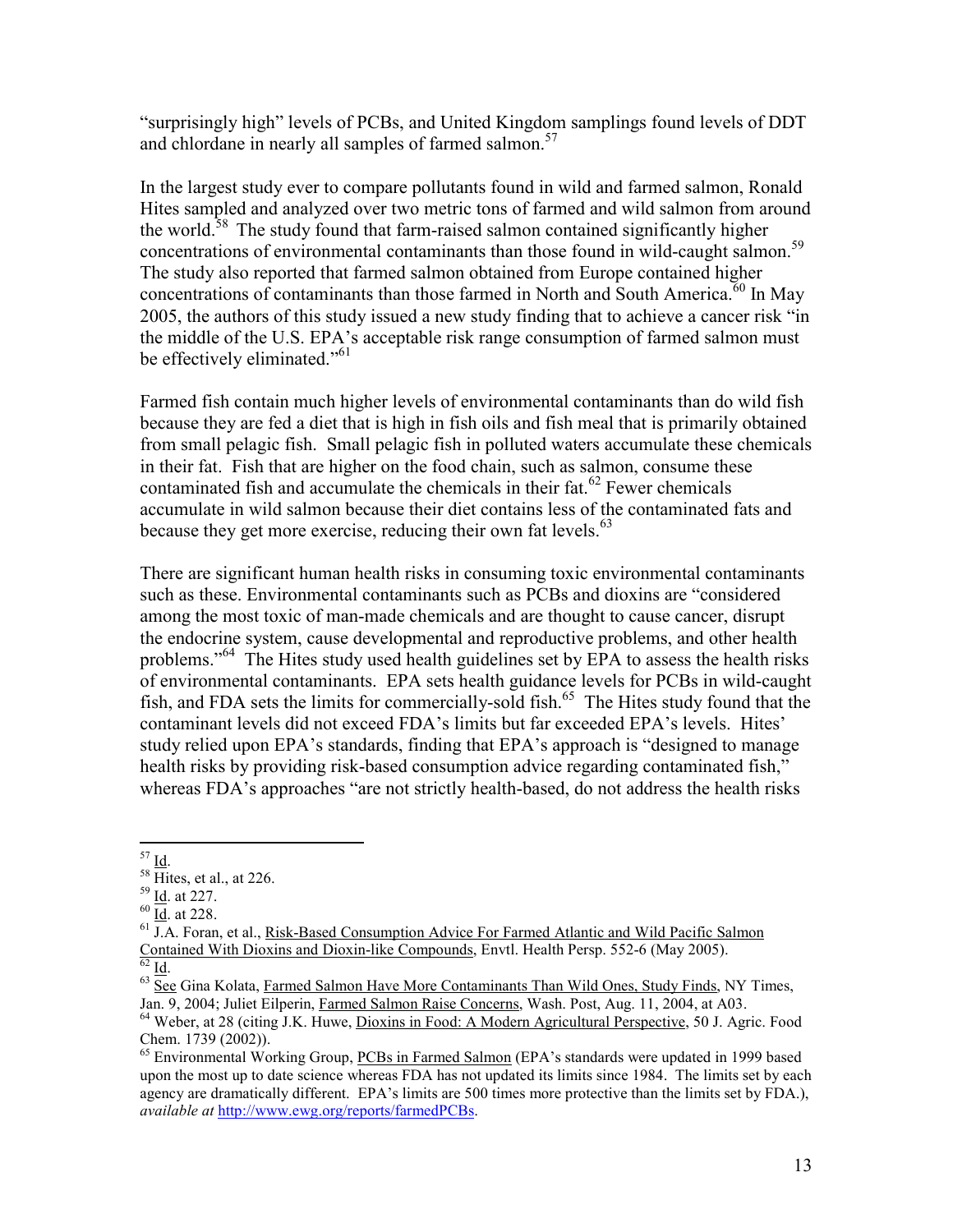"surprisingly high" levels of PCBs, and United Kingdom samplings found levels of DDT and chlordane in nearly all samples of farmed salmon.[57]

In the largest study ever to compare pollutants found in wild and farmed salmon, Ronald Hites sampled and analyzed over two metric tons of farmed and wild salmon from around the world.[58] The study found that farm-raised salmon contained significantly higher concentrations of environmental contaminants than those found in wild-caught salmon.[59] The study also reported that farmed salmon obtained from Europe contained higher concentrations of contaminants than those farmed in North and South America.[60] In May 2005, the authors of this study issued a new study finding that to achieve a cancer risk "in the middle of the U.S. EPA's acceptable risk range consumption of farmed salmon must be effectively eliminated."[61]

Farmed fish contain much higher levels of environmental contaminants than do wild fish because they are fed a diet that is high in fish oils and fish meal that is primarily obtained from small pelagic fish. Small pelagic fish in polluted waters accumulate these chemicals in their fat. Fish that are higher on the food chain, such as salmon, consume these contaminated fish and accumulate the chemicals in their fat.[62] Fewer chemicals accumulate in wild salmon because their diet contains less of the contaminated fats and because they get more exercise, reducing their own fat levels.[63]

There are significant human health risks in consuming toxic environmental contaminants such as these. Environmental contaminants such as PCBs and dioxins are "considered among the most toxic of man-made chemicals and are thought to cause cancer, disrupt the endocrine system, cause developmental and reproductive problems, and other health problems."[64] The Hites study used health guidelines set by EPA to assess the health risks of environmental contaminants. EPA sets health guidance levels for PCBs in wild-caught fish, and FDA sets the limits for commercially-sold fish.[65] The Hites study found that the contaminant levels did not exceed FDA's limits but far exceeded EPA's levels. Hites' study relied upon EPA's standards, finding that EPA's approach is "designed to manage health risks by providing risk-based consumption advice regarding contaminated fish," whereas FDA's approaches "are not strictly health-based, do not address the health risks

---

[57] Id.

[58] Hites, et al., at 226.

[59] Id. at 227.

[60] Id. at 228.

[61] J.A. Foran, et al., Risk-Based Consumption Advice For Farmed Atlantic and Wild Pacific Salmon Contained With Dioxins and Dioxin-like Compounds, Envtl. Health Persp. 552-6 (May 2005).

[62] Id.

[63] See Gina Kolata, Farmed Salmon Have More Contaminants Than Wild Ones, Study Finds, NY Times, Jan. 9, 2004; Juliet Eilperin, Farmed Salmon Raise Concerns, Wash. Post, Aug. 11, 2004, at A03.

[64] Weber, at 28 (citing J.K. Huwe, Dioxins in Food: A Modern Agricultural Perspective, 50 J. Agric. Food Chem. 1739 (2002)).

[65] Environmental Working Group, PCBs in Farmed Salmon (EPA's standards were updated in 1999 based upon the most up to date science whereas FDA has not updated its limits since 1984. The limits set by each agency are dramatically different. EPA's limits are 500 times more protective than the limits set by FDA.), *available at* http://www.ewg.org/reports/farmedPCBs.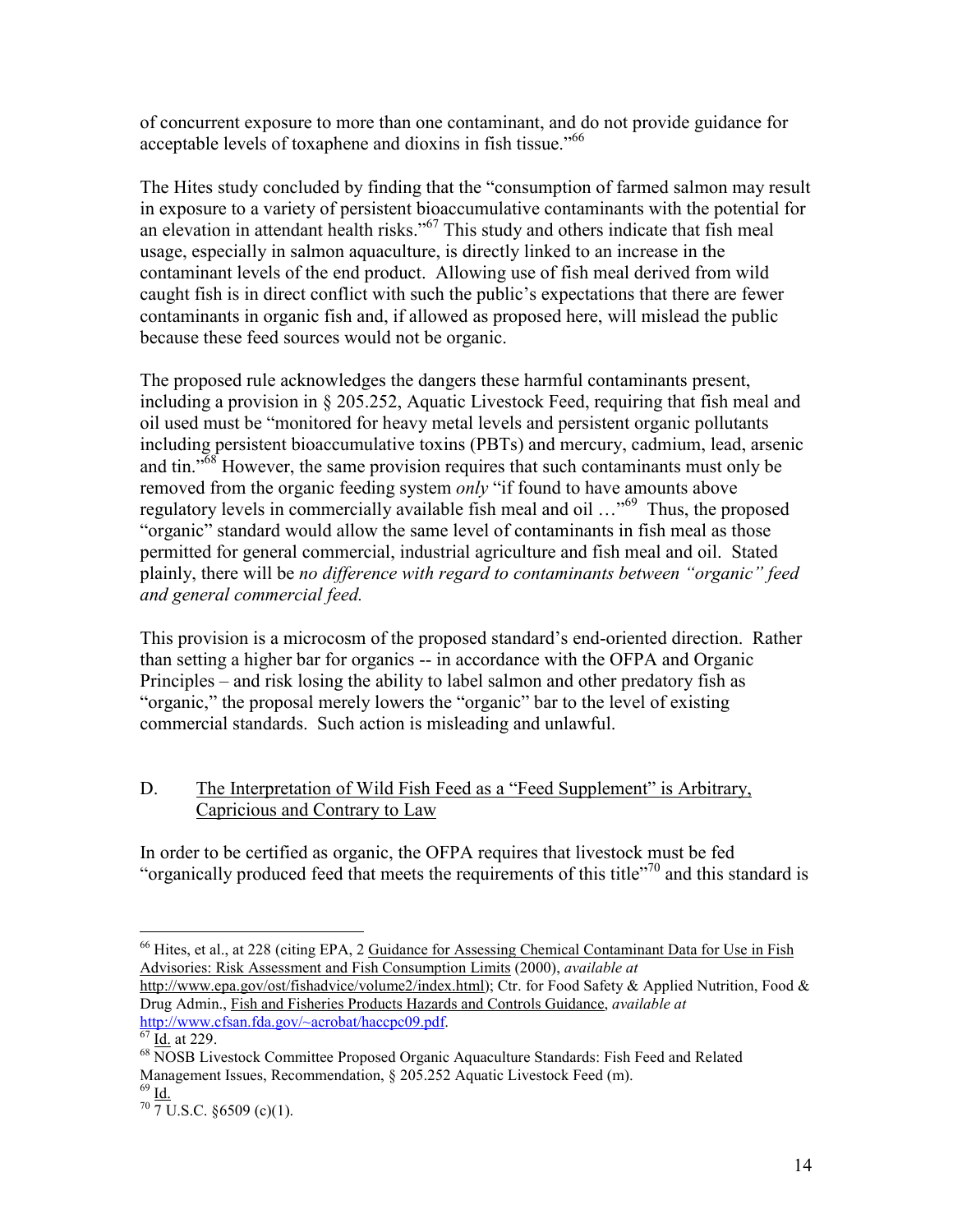of concurrent exposure to more than one contaminant, and do not provide guidance for acceptable levels of toxaphene and dioxins in fish tissue."[66]

The Hites study concluded by finding that the "consumption of farmed salmon may result in exposure to a variety of persistent bioaccumulative contaminants with the potential for an elevation in attendant health risks."[67] This study and others indicate that fish meal usage, especially in salmon aquaculture, is directly linked to an increase in the contaminant levels of the end product. Allowing use of fish meal derived from wild caught fish is in direct conflict with such the public's expectations that there are fewer contaminants in organic fish and, if allowed as proposed here, will mislead the public because these feed sources would not be organic.

The proposed rule acknowledges the dangers these harmful contaminants present, including a provision in § 205.252, Aquatic Livestock Feed, requiring that fish meal and oil used must be "monitored for heavy metal levels and persistent organic pollutants including persistent bioaccumulative toxins (PBTs) and mercury, cadmium, lead, arsenic and tin."[68] However, the same provision requires that such contaminants must only be removed from the organic feeding system *only* "if found to have amounts above regulatory levels in commercially available fish meal and oil …"[69] Thus, the proposed "organic" standard would allow the same level of contaminants in fish meal as those permitted for general commercial, industrial agriculture and fish meal and oil. Stated plainly, there will be *no difference with regard to contaminants between "organic" feed and general commercial feed.*

This provision is a microcosm of the proposed standard's end-oriented direction. Rather than setting a higher bar for organics -- in accordance with the OFPA and Organic Principles – and risk losing the ability to label salmon and other predatory fish as "organic," the proposal merely lowers the "organic" bar to the level of existing commercial standards. Such action is misleading and unlawful.

## D. <u>The Interpretation of Wild Fish Feed as a "Feed Supplement" is Arbitrary, Capricious and Contrary to Law</u>

In order to be certified as organic, the OFPA requires that livestock must be fed "organically produced feed that meets the requirements of this title"[70] and this standard is

---

[66] Hites, et al., at 228 (citing EPA, 2 <u>Guidance for Assessing Chemical Contaminant Data for Use in Fish Advisories: Risk Assessment and Fish Consumption Limits</u> (2000), *available at* <u>http://www.epa.gov/ost/fishadvice/volume2/index.html</u>); Ctr. for Food Safety & Applied Nutrition, Food & Drug Admin., <u>Fish and Fisheries Products Hazards and Controls Guidance</u>, *available at* <u>http://www.cfsan.fda.gov/~acrobat/haccpc09.pdf</u>.

[67] <u>Id.</u> at 229.

[68] NOSB Livestock Committee Proposed Organic Aquaculture Standards: Fish Feed and Related Management Issues, Recommendation, § 205.252 Aquatic Livestock Feed (m).

[69] <u>Id.</u>

[70] 7 U.S.C. §6509 (c)(1).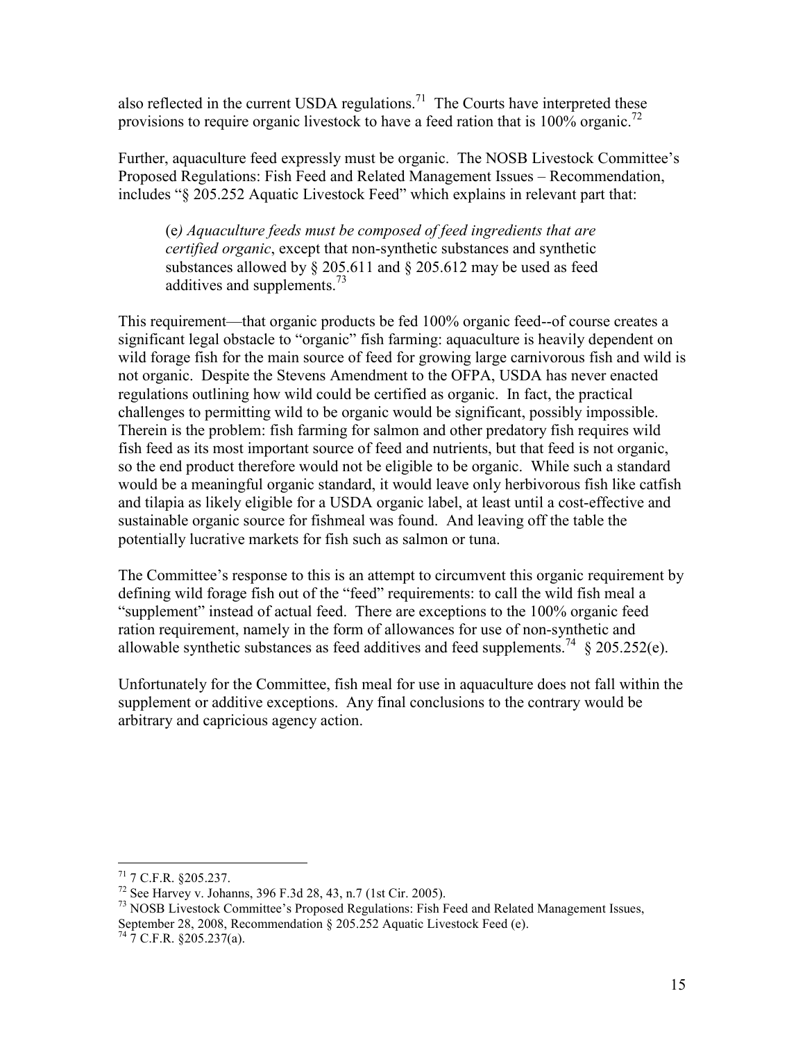also reflected in the current USDA regulations.[71] The Courts have interpreted these provisions to require organic livestock to have a feed ration that is 100% organic.[72]

Further, aquaculture feed expressly must be organic. The NOSB Livestock Committee's Proposed Regulations: Fish Feed and Related Management Issues – Recommendation, includes "§ 205.252 Aquatic Livestock Feed" which explains in relevant part that:

> (e*) Aquaculture feeds must be composed of feed ingredients that are certified organic*, except that non-synthetic substances and synthetic substances allowed by § 205.611 and § 205.612 may be used as feed additives and supplements.[73]

This requirement—that organic products be fed 100% organic feed--of course creates a significant legal obstacle to "organic" fish farming: aquaculture is heavily dependent on wild forage fish for the main source of feed for growing large carnivorous fish and wild is not organic. Despite the Stevens Amendment to the OFPA, USDA has never enacted regulations outlining how wild could be certified as organic. In fact, the practical challenges to permitting wild to be organic would be significant, possibly impossible. Therein is the problem: fish farming for salmon and other predatory fish requires wild fish feed as its most important source of feed and nutrients, but that feed is not organic, so the end product therefore would not be eligible to be organic. While such a standard would be a meaningful organic standard, it would leave only herbivorous fish like catfish and tilapia as likely eligible for a USDA organic label, at least until a cost-effective and sustainable organic source for fishmeal was found. And leaving off the table the potentially lucrative markets for fish such as salmon or tuna.

The Committee's response to this is an attempt to circumvent this organic requirement by defining wild forage fish out of the "feed" requirements: to call the wild fish meal a "supplement" instead of actual feed. There are exceptions to the 100% organic feed ration requirement, namely in the form of allowances for use of non-synthetic and allowable synthetic substances as feed additives and feed supplements.[74] § 205.252(e).

Unfortunately for the Committee, fish meal for use in aquaculture does not fall within the supplement or additive exceptions. Any final conclusions to the contrary would be arbitrary and capricious agency action.

---

[71] 7 C.F.R. §205.237.

[72] See Harvey v. Johanns, 396 F.3d 28, 43, n.7 (1st Cir. 2005).

[73] NOSB Livestock Committee's Proposed Regulations: Fish Feed and Related Management Issues, September 28, 2008, Recommendation § 205.252 Aquatic Livestock Feed (e).

[74] 7 C.F.R. §205.237(a).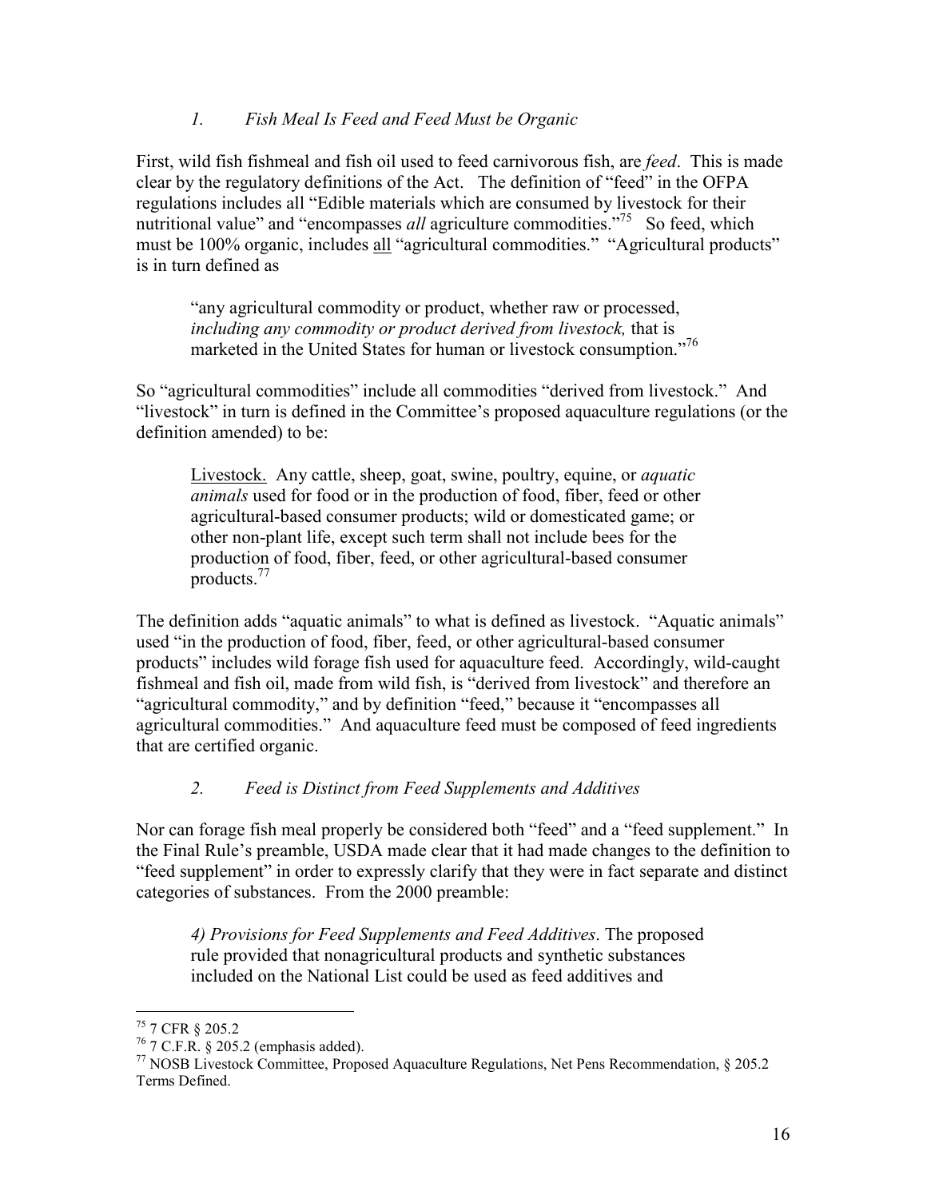### *1. Fish Meal Is Feed and Feed Must be Organic*

First, wild fish fishmeal and fish oil used to feed carnivorous fish, are *feed*. This is made clear by the regulatory definitions of the Act. The definition of "feed" in the OFPA regulations includes all "Edible materials which are consumed by livestock for their nutritional value" and "encompasses *all* agriculture commodities."[75] So feed, which must be 100% organic, includes all "agricultural commodities." "Agricultural products" is in turn defined as

> "any agricultural commodity or product, whether raw or processed, *including any commodity or product derived from livestock,* that is marketed in the United States for human or livestock consumption."[76]

So "agricultural commodities" include all commodities "derived from livestock." And "livestock" in turn is defined in the Committee's proposed aquaculture regulations (or the definition amended) to be:

> Livestock. Any cattle, sheep, goat, swine, poultry, equine, or *aquatic animals* used for food or in the production of food, fiber, feed or other agricultural-based consumer products; wild or domesticated game; or other non-plant life, except such term shall not include bees for the production of food, fiber, feed, or other agricultural-based consumer products.[77]

The definition adds "aquatic animals" to what is defined as livestock. "Aquatic animals" used "in the production of food, fiber, feed, or other agricultural-based consumer products" includes wild forage fish used for aquaculture feed. Accordingly, wild-caught fishmeal and fish oil, made from wild fish, is "derived from livestock" and therefore an "agricultural commodity," and by definition "feed," because it "encompasses all agricultural commodities." And aquaculture feed must be composed of feed ingredients that are certified organic.

### *2. Feed is Distinct from Feed Supplements and Additives*

Nor can forage fish meal properly be considered both "feed" and a "feed supplement." In the Final Rule's preamble, USDA made clear that it had made changes to the definition to "feed supplement" in order to expressly clarify that they were in fact separate and distinct categories of substances. From the 2000 preamble:

> *4) Provisions for Feed Supplements and Feed Additives*. The proposed rule provided that nonagricultural products and synthetic substances included on the National List could be used as feed additives and

---

[75] 7 CFR § 205.2

[76] 7 C.F.R. § 205.2 (emphasis added).

[77] NOSB Livestock Committee, Proposed Aquaculture Regulations, Net Pens Recommendation, § 205.2 Terms Defined.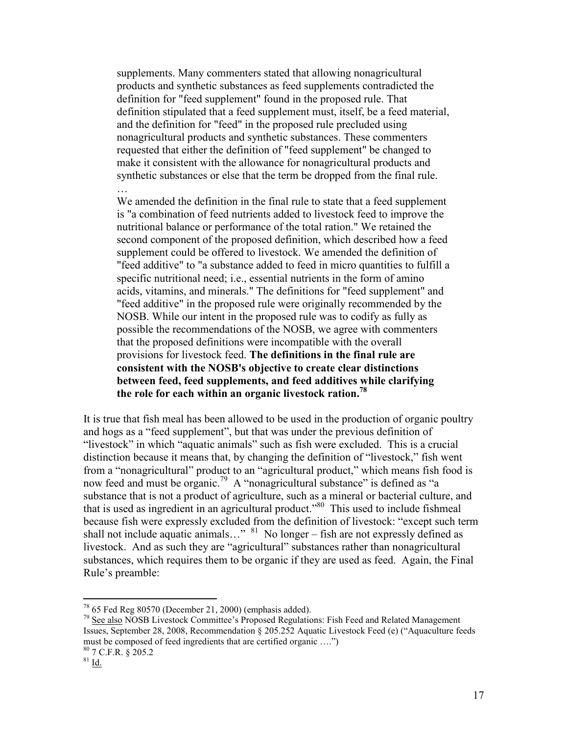> supplements. Many commenters stated that allowing nonagricultural products and synthetic substances as feed supplements contradicted the definition for "feed supplement" found in the proposed rule. That definition stipulated that a feed supplement must, itself, be a feed material, and the definition for "feed" in the proposed rule precluded using nonagricultural products and synthetic substances. These commenters requested that either the definition of "feed supplement" be changed to make it consistent with the allowance for nonagricultural products and synthetic substances or else that the term be dropped from the final rule.
>
> …
>
> We amended the definition in the final rule to state that a feed supplement is "a combination of feed nutrients added to livestock feed to improve the nutritional balance or performance of the total ration." We retained the second component of the proposed definition, which described how a feed supplement could be offered to livestock. We amended the definition of "feed additive" to "a substance added to feed in micro quantities to fulfill a specific nutritional need; i.e., essential nutrients in the form of amino acids, vitamins, and minerals." The definitions for "feed supplement" and "feed additive" in the proposed rule were originally recommended by the NOSB. While our intent in the proposed rule was to codify as fully as possible the recommendations of the NOSB, we agree with commenters that the proposed definitions were incompatible with the overall provisions for livestock feed. **The definitions in the final rule are consistent with the NOSB's objective to create clear distinctions between feed, feed supplements, and feed additives while clarifying the role for each within an organic livestock ration.**[78]

It is true that fish meal has been allowed to be used in the production of organic poultry and hogs as a "feed supplement", but that was under the previous definition of "livestock" in which "aquatic animals" such as fish were excluded. This is a crucial distinction because it means that, by changing the definition of "livestock," fish went from a "nonagricultural" product to an "agricultural product," which means fish food is now feed and must be organic.[79] A "nonagricultural substance" is defined as "a substance that is not a product of agriculture, such as a mineral or bacterial culture, and that is used as ingredient in an agricultural product."[80] This used to include fishmeal because fish were expressly excluded from the definition of livestock: "except such term shall not include aquatic animals…" [81] No longer – fish are not expressly defined as livestock. And as such they are "agricultural" substances rather than nonagricultural substances, which requires them to be organic if they are used as feed. Again, the Final Rule's preamble:

---

[78] 65 Fed Reg 80570 (December 21, 2000) (emphasis added).

[79] See also NOSB Livestock Committee's Proposed Regulations: Fish Feed and Related Management Issues, September 28, 2008, Recommendation § 205.252 Aquatic Livestock Feed (e) ("Aquaculture feeds must be composed of feed ingredients that are certified organic ….")

[80] 7 C.F.R. § 205.2

[81] Id.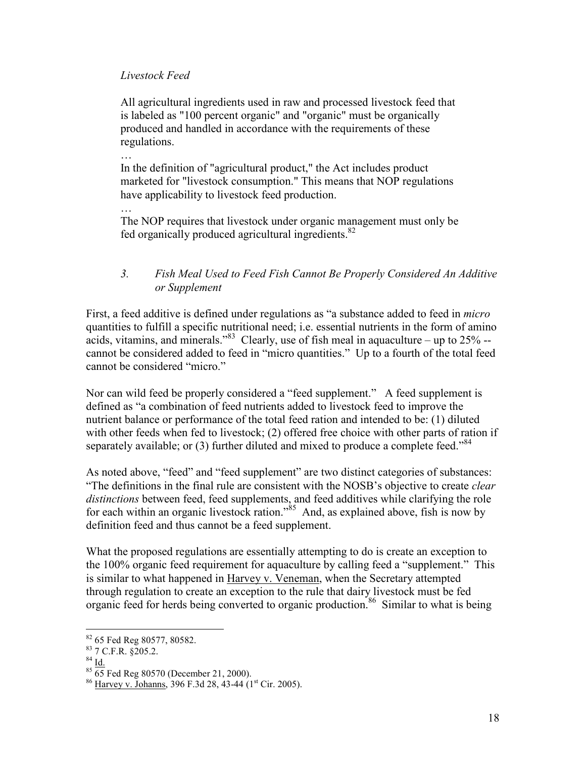> *Livestock Feed*
>
> All agricultural ingredients used in raw and processed livestock feed that is labeled as "100 percent organic" and "organic" must be organically produced and handled in accordance with the requirements of these regulations.
>
> …
>
> In the definition of "agricultural product," the Act includes product marketed for "livestock consumption." This means that NOP regulations have applicability to livestock feed production.
>
> …
>
> The NOP requires that livestock under organic management must only be fed organically produced agricultural ingredients.[82]

### *3. Fish Meal Used to Feed Fish Cannot Be Properly Considered An Additive or Supplement*

First, a feed additive is defined under regulations as "a substance added to feed in *micro* quantities to fulfill a specific nutritional need; i.e. essential nutrients in the form of amino acids, vitamins, and minerals."[83] Clearly, use of fish meal in aquaculture – up to 25% -- cannot be considered added to feed in "micro quantities." Up to a fourth of the total feed cannot be considered "micro."

Nor can wild feed be properly considered a "feed supplement." A feed supplement is defined as "a combination of feed nutrients added to livestock feed to improve the nutrient balance or performance of the total feed ration and intended to be: (1) diluted with other feeds when fed to livestock; (2) offered free choice with other parts of ration if separately available; or (3) further diluted and mixed to produce a complete feed."[84]

As noted above, "feed" and "feed supplement" are two distinct categories of substances: "The definitions in the final rule are consistent with the NOSB's objective to create *clear distinctions* between feed, feed supplements, and feed additives while clarifying the role for each within an organic livestock ration."[85] And, as explained above, fish is now by definition feed and thus cannot be a feed supplement.

What the proposed regulations are essentially attempting to do is create an exception to the 100% organic feed requirement for aquaculture by calling feed a "supplement." This is similar to what happened in Harvey v. Veneman, when the Secretary attempted through regulation to create an exception to the rule that dairy livestock must be fed organic feed for herds being converted to organic production.[86] Similar to what is being

---

[82] 65 Fed Reg 80577, 80582.

[83] 7 C.F.R. §205.2.

[84] Id.

[85] 65 Fed Reg 80570 (December 21, 2000).

[86] Harvey v. Johanns, 396 F.3d 28, 43-44 (1st Cir. 2005).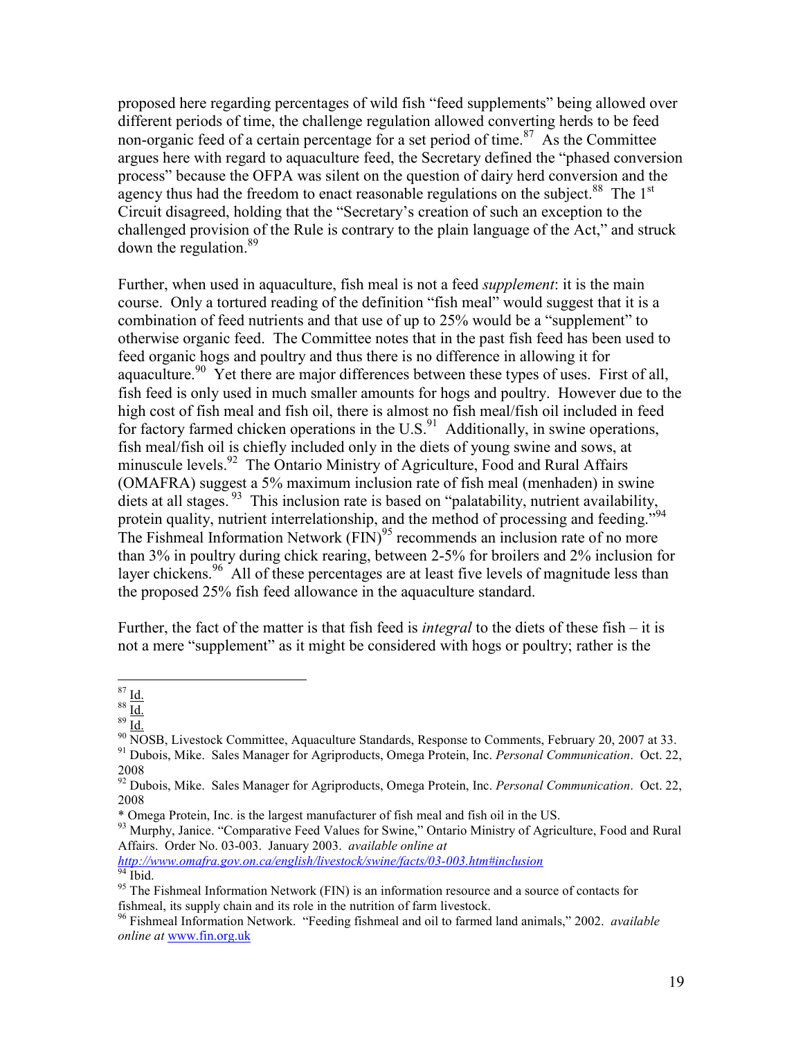proposed here regarding percentages of wild fish "feed supplements" being allowed over different periods of time, the challenge regulation allowed converting herds to be feed non-organic feed of a certain percentage for a set period of time.[87] As the Committee argues here with regard to aquaculture feed, the Secretary defined the "phased conversion process" because the OFPA was silent on the question of dairy herd conversion and the agency thus had the freedom to enact reasonable regulations on the subject.[88] The 1st Circuit disagreed, holding that the "Secretary's creation of such an exception to the challenged provision of the Rule is contrary to the plain language of the Act," and struck down the regulation.[89]

Further, when used in aquaculture, fish meal is not a feed *supplement*: it is the main course. Only a tortured reading of the definition "fish meal" would suggest that it is a combination of feed nutrients and that use of up to 25% would be a "supplement" to otherwise organic feed. The Committee notes that in the past fish feed has been used to feed organic hogs and poultry and thus there is no difference in allowing it for aquaculture.[90] Yet there are major differences between these types of uses. First of all, fish feed is only used in much smaller amounts for hogs and poultry. However due to the high cost of fish meal and fish oil, there is almost no fish meal/fish oil included in feed for factory farmed chicken operations in the U.S.[91] Additionally, in swine operations, fish meal/fish oil is chiefly included only in the diets of young swine and sows, at minuscule levels.[92] The Ontario Ministry of Agriculture, Food and Rural Affairs (OMAFRA) suggest a 5% maximum inclusion rate of fish meal (menhaden) in swine diets at all stages.[93] This inclusion rate is based on "palatability, nutrient availability, protein quality, nutrient interrelationship, and the method of processing and feeding."[94] The Fishmeal Information Network (FIN)[95] recommends an inclusion rate of no more than 3% in poultry during chick rearing, between 2-5% for broilers and 2% inclusion for layer chickens.[96] All of these percentages are at least five levels of magnitude less than the proposed 25% fish feed allowance in the aquaculture standard.

Further, the fact of the matter is that fish feed is *integral* to the diets of these fish – it is not a mere "supplement" as it might be considered with hogs or poultry; rather is the

---

[87] Id.

[88] Id.

[89] Id.

[90] NOSB, Livestock Committee, Aquaculture Standards, Response to Comments, February 20, 2007 at 33.

[91] Dubois, Mike. Sales Manager for Agriproducts, Omega Protein, Inc. *Personal Communication*. Oct. 22, 2008

[92] Dubois, Mike. Sales Manager for Agriproducts, Omega Protein, Inc. *Personal Communication*. Oct. 22, 2008

* Omega Protein, Inc. is the largest manufacturer of fish meal and fish oil in the US.

[93] Murphy, Janice. "Comparative Feed Values for Swine," Ontario Ministry of Agriculture, Food and Rural Affairs. Order No. 03-003. January 2003. *available online at* *http://www.omafra.gov.on.ca/english/livestock/swine/facts/03-003.htm#inclusion*

[94] Ibid.

[95] The Fishmeal Information Network (FIN) is an information resource and a source of contacts for fishmeal, its supply chain and its role in the nutrition of farm livestock.

[96] Fishmeal Information Network. "Feeding fishmeal and oil to farmed land animals," 2002. *available online at* www.fin.org.uk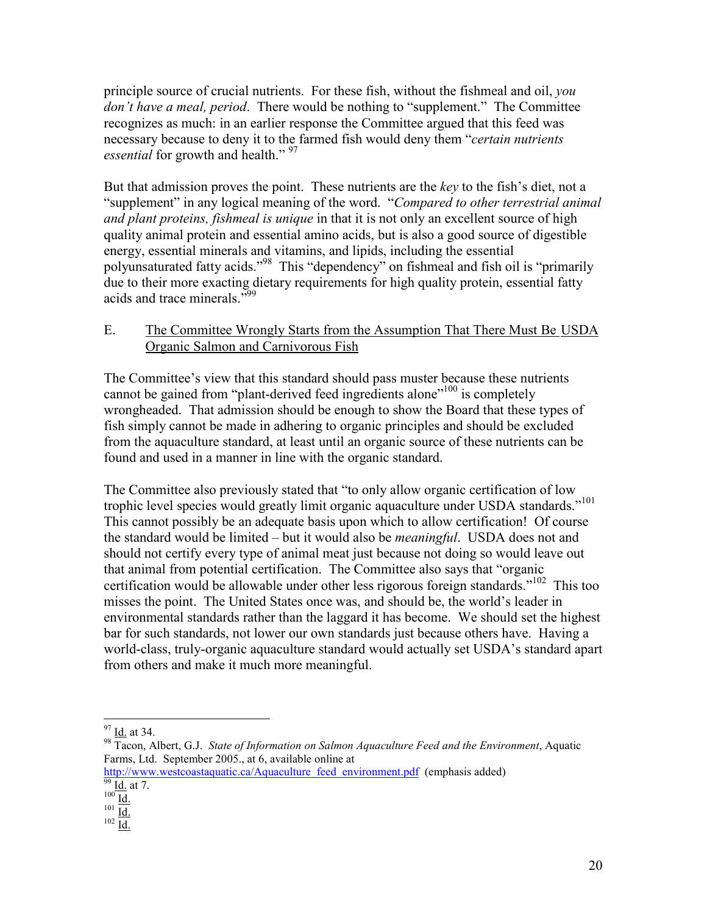principle source of crucial nutrients. For these fish, without the fishmeal and oil, *you don't have a meal, period*. There would be nothing to "supplement." The Committee recognizes as much: in an earlier response the Committee argued that this feed was necessary because to deny it to the farmed fish would deny them "*certain nutrients essential* for growth and health." [97]

But that admission proves the point. These nutrients are the *key* to the fish's diet, not a "supplement" in any logical meaning of the word. "*Compared to other terrestrial animal and plant proteins, fishmeal is unique* in that it is not only an excellent source of high quality animal protein and essential amino acids, but is also a good source of digestible energy, essential minerals and vitamins, and lipids, including the essential polyunsaturated fatty acids."[98] This "dependency" on fishmeal and fish oil is "primarily due to their more exacting dietary requirements for high quality protein, essential fatty acids and trace minerals."[99]

## E. <u>The Committee Wrongly Starts from the Assumption That There Must Be USDA Organic Salmon and Carnivorous Fish</u>

The Committee's view that this standard should pass muster because these nutrients cannot be gained from "plant-derived feed ingredients alone"[100] is completely wrongheaded. That admission should be enough to show the Board that these types of fish simply cannot be made in adhering to organic principles and should be excluded from the aquaculture standard, at least until an organic source of these nutrients can be found and used in a manner in line with the organic standard.

The Committee also previously stated that "to only allow organic certification of low trophic level species would greatly limit organic aquaculture under USDA standards."[101] This cannot possibly be an adequate basis upon which to allow certification! Of course the standard would be limited – but it would also be *meaningful*. USDA does not and should not certify every type of animal meat just because not doing so would leave out that animal from potential certification. The Committee also says that "organic certification would be allowable under other less rigorous foreign standards."[102] This too misses the point. The United States once was, and should be, the world's leader in environmental standards rather than the laggard it has become. We should set the highest bar for such standards, not lower our own standards just because others have. Having a world-class, truly-organic aquaculture standard would actually set USDA's standard apart from others and make it much more meaningful.

---

[97] <u>Id.</u> at 34.

[98] Tacon, Albert, G.J. *State of Information on Salmon Aquaculture Feed and the Environment*, Aquatic Farms, Ltd. September 2005., at 6, available online at http://www.westcoastaquatic.ca/Aquaculture_feed_environment.pdf (emphasis added)

[99] <u>Id.</u> at 7.

[100] <u>Id.</u>

[101] <u>Id.</u>

[102] <u>Id.</u>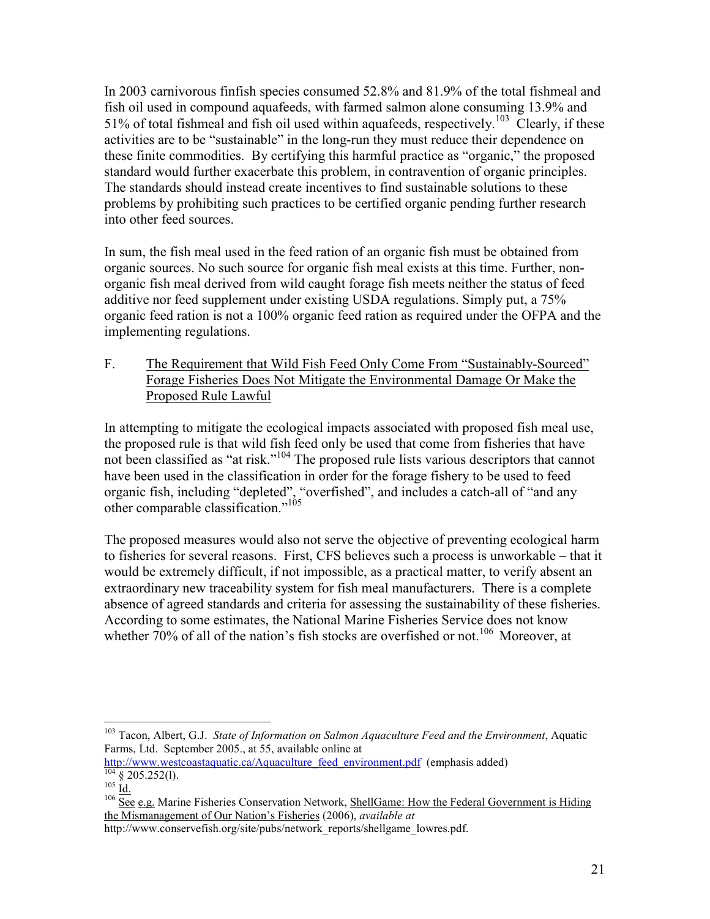In 2003 carnivorous finfish species consumed 52.8% and 81.9% of the total fishmeal and fish oil used in compound aquafeeds, with farmed salmon alone consuming 13.9% and 51% of total fishmeal and fish oil used within aquafeeds, respectively.[103] Clearly, if these activities are to be "sustainable" in the long-run they must reduce their dependence on these finite commodities. By certifying this harmful practice as "organic," the proposed standard would further exacerbate this problem, in contravention of organic principles. The standards should instead create incentives to find sustainable solutions to these problems by prohibiting such practices to be certified organic pending further research into other feed sources.

In sum, the fish meal used in the feed ration of an organic fish must be obtained from organic sources. No such source for organic fish meal exists at this time. Further, non-organic fish meal derived from wild caught forage fish meets neither the status of feed additive nor feed supplement under existing USDA regulations. Simply put, a 75% organic feed ration is not a 100% organic feed ration as required under the OFPA and the implementing regulations.

F. <u>The Requirement that Wild Fish Feed Only Come From "Sustainably-Sourced" Forage Fisheries Does Not Mitigate the Environmental Damage Or Make the Proposed Rule Lawful</u>

In attempting to mitigate the ecological impacts associated with proposed fish meal use, the proposed rule is that wild fish feed only be used that come from fisheries that have not been classified as "at risk."[104] The proposed rule lists various descriptors that cannot have been used in the classification in order for the forage fishery to be used to feed organic fish, including "depleted", "overfished", and includes a catch-all of "and any other comparable classification."[105]

The proposed measures would also not serve the objective of preventing ecological harm to fisheries for several reasons. First, CFS believes such a process is unworkable – that it would be extremely difficult, if not impossible, as a practical matter, to verify absent an extraordinary new traceability system for fish meal manufacturers. There is a complete absence of agreed standards and criteria for assessing the sustainability of these fisheries. According to some estimates, the National Marine Fisheries Service does not know whether 70% of all of the nation's fish stocks are overfished or not.[106] Moreover, at

---

[103] Tacon, Albert, G.J. *State of Information on Salmon Aquaculture Feed and the Environment*, Aquatic Farms, Ltd. September 2005., at 55, available online at http://www.westcoastaquatic.ca/Aquaculture_feed_environment.pdf (emphasis added)

[104] § 205.252(l).

[105] <u>Id.</u>

[106] <u>See</u> e.g. Marine Fisheries Conservation Network, <u>ShellGame: How the Federal Government is Hiding the Mismanagement of Our Nation's Fisheries</u> (2006), *available at* http://www.conservefish.org/site/pubs/network_reports/shellgame_lowres.pdf.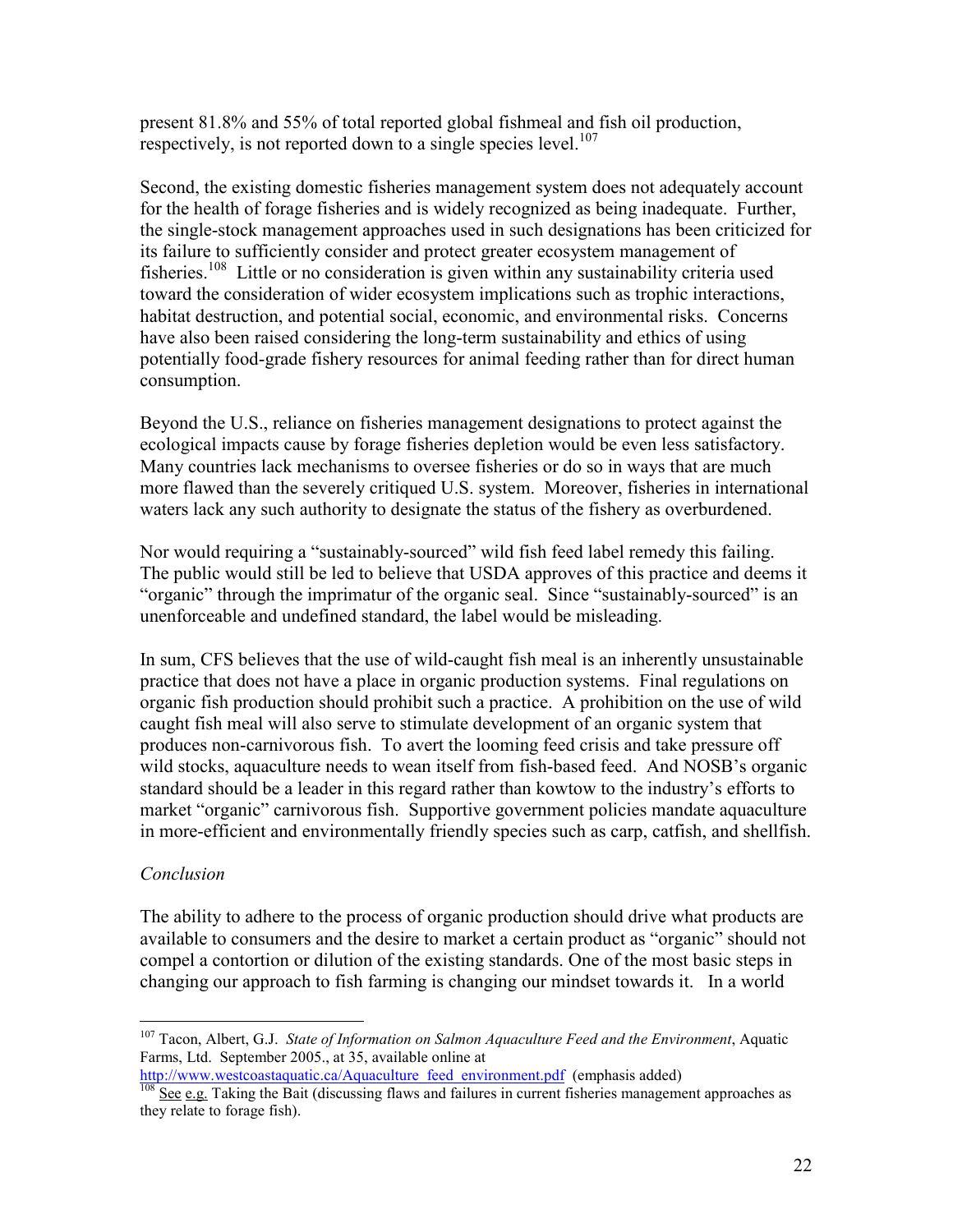present 81.8% and 55% of total reported global fishmeal and fish oil production, respectively, is not reported down to a single species level.[107]

Second, the existing domestic fisheries management system does not adequately account for the health of forage fisheries and is widely recognized as being inadequate. Further, the single-stock management approaches used in such designations has been criticized for its failure to sufficiently consider and protect greater ecosystem management of fisheries.[108] Little or no consideration is given within any sustainability criteria used toward the consideration of wider ecosystem implications such as trophic interactions, habitat destruction, and potential social, economic, and environmental risks. Concerns have also been raised considering the long-term sustainability and ethics of using potentially food-grade fishery resources for animal feeding rather than for direct human consumption.

Beyond the U.S., reliance on fisheries management designations to protect against the ecological impacts cause by forage fisheries depletion would be even less satisfactory. Many countries lack mechanisms to oversee fisheries or do so in ways that are much more flawed than the severely critiqued U.S. system. Moreover, fisheries in international waters lack any such authority to designate the status of the fishery as overburdened.

Nor would requiring a "sustainably-sourced" wild fish feed label remedy this failing. The public would still be led to believe that USDA approves of this practice and deems it "organic" through the imprimatur of the organic seal. Since "sustainably-sourced" is an unenforceable and undefined standard, the label would be misleading.

In sum, CFS believes that the use of wild-caught fish meal is an inherently unsustainable practice that does not have a place in organic production systems. Final regulations on organic fish production should prohibit such a practice. A prohibition on the use of wild caught fish meal will also serve to stimulate development of an organic system that produces non-carnivorous fish. To avert the looming feed crisis and take pressure off wild stocks, aquaculture needs to wean itself from fish-based feed. And NOSB's organic standard should be a leader in this regard rather than kowtow to the industry's efforts to market "organic" carnivorous fish. Supportive government policies mandate aquaculture in more-efficient and environmentally friendly species such as carp, catfish, and shellfish.

*Conclusion*

The ability to adhere to the process of organic production should drive what products are available to consumers and the desire to market a certain product as "organic" should not compel a contortion or dilution of the existing standards. One of the most basic steps in changing our approach to fish farming is changing our mindset towards it. In a world

---

[107] Tacon, Albert, G.J. *State of Information on Salmon Aquaculture Feed and the Environment*, Aquatic Farms, Ltd. September 2005., at 35, available online at http://www.westcoastaquatic.ca/Aquaculture_feed_environment.pdf (emphasis added)

[108] See e.g. Taking the Bait (discussing flaws and failures in current fisheries management approaches as they relate to forage fish).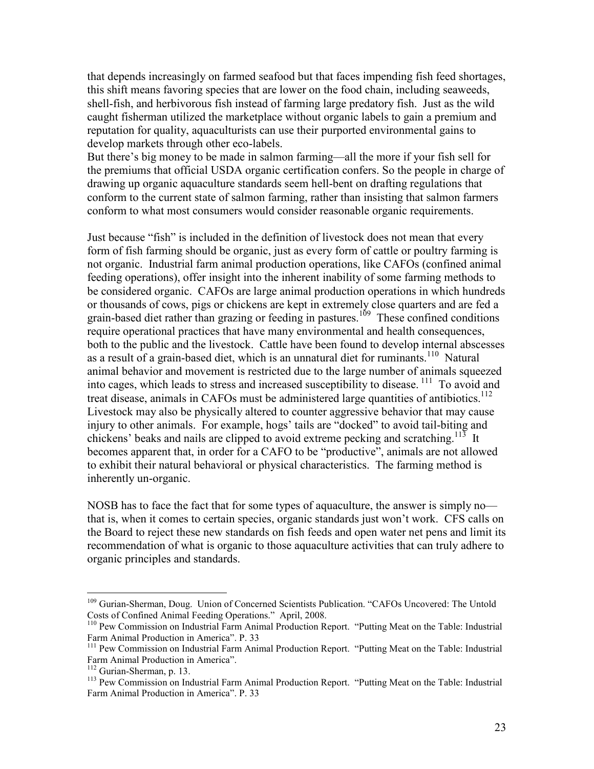that depends increasingly on farmed seafood but that faces impending fish feed shortages, this shift means favoring species that are lower on the food chain, including seaweeds, shell-fish, and herbivorous fish instead of farming large predatory fish. Just as the wild caught fisherman utilized the marketplace without organic labels to gain a premium and reputation for quality, aquaculturists can use their purported environmental gains to develop markets through other eco-labels.

But there's big money to be made in salmon farming—all the more if your fish sell for the premiums that official USDA organic certification confers. So the people in charge of drawing up organic aquaculture standards seem hell-bent on drafting regulations that conform to the current state of salmon farming, rather than insisting that salmon farmers conform to what most consumers would consider reasonable organic requirements.

Just because "fish" is included in the definition of livestock does not mean that every form of fish farming should be organic, just as every form of cattle or poultry farming is not organic. Industrial farm animal production operations, like CAFOs (confined animal feeding operations), offer insight into the inherent inability of some farming methods to be considered organic. CAFOs are large animal production operations in which hundreds or thousands of cows, pigs or chickens are kept in extremely close quarters and are fed a grain-based diet rather than grazing or feeding in pastures.[109] These confined conditions require operational practices that have many environmental and health consequences, both to the public and the livestock. Cattle have been found to develop internal abscesses as a result of a grain-based diet, which is an unnatural diet for ruminants.[110] Natural animal behavior and movement is restricted due to the large number of animals squeezed into cages, which leads to stress and increased susceptibility to disease.[111] To avoid and treat disease, animals in CAFOs must be administered large quantities of antibiotics.[112] Livestock may also be physically altered to counter aggressive behavior that may cause injury to other animals. For example, hogs' tails are "docked" to avoid tail-biting and chickens' beaks and nails are clipped to avoid extreme pecking and scratching.[113] It becomes apparent that, in order for a CAFO to be "productive", animals are not allowed to exhibit their natural behavioral or physical characteristics. The farming method is inherently un-organic.

NOSB has to face the fact that for some types of aquaculture, the answer is simply no—that is, when it comes to certain species, organic standards just won't work. CFS calls on the Board to reject these new standards on fish feeds and open water net pens and limit its recommendation of what is organic to those aquaculture activities that can truly adhere to organic principles and standards.

---

[109] Gurian-Sherman, Doug. Union of Concerned Scientists Publication. "CAFOs Uncovered: The Untold Costs of Confined Animal Feeding Operations." April, 2008.

[110] Pew Commission on Industrial Farm Animal Production Report. "Putting Meat on the Table: Industrial Farm Animal Production in America". P. 33

[111] Pew Commission on Industrial Farm Animal Production Report. "Putting Meat on the Table: Industrial Farm Animal Production in America".

[112] Gurian-Sherman, p. 13.

[113] Pew Commission on Industrial Farm Animal Production Report. "Putting Meat on the Table: Industrial Farm Animal Production in America". P. 33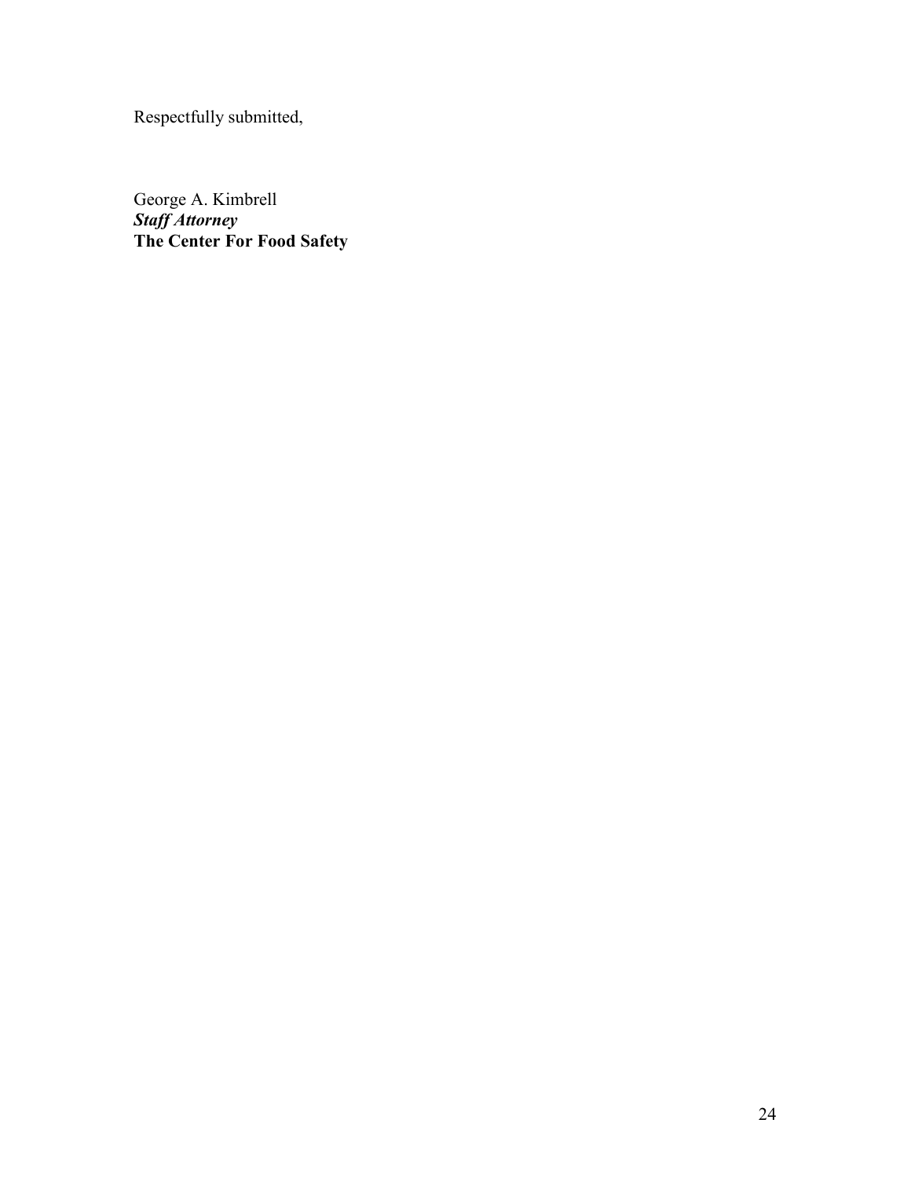Respectfully submitted,

George A. Kimbrell
***Staff Attorney***
**The Center For Food Safety**